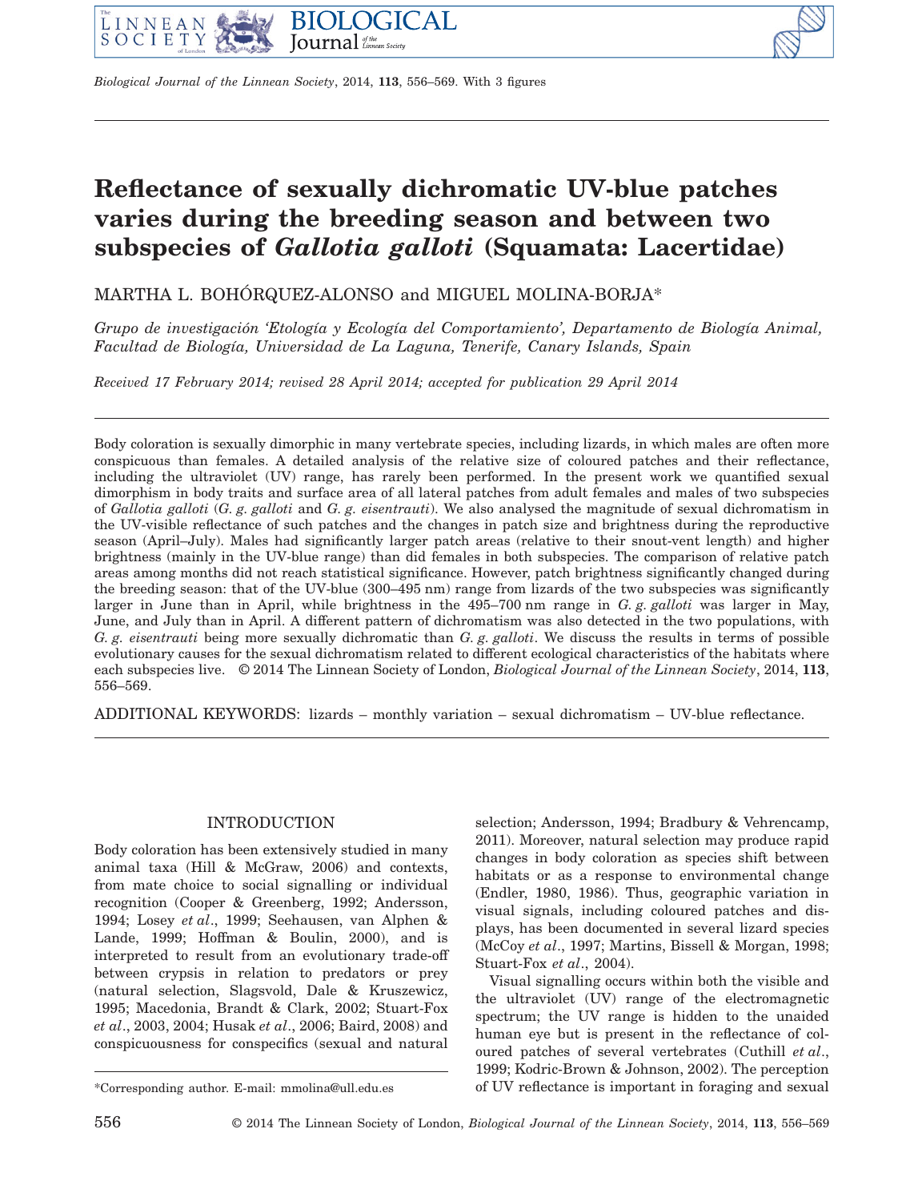# Reflectance of sexually dichromatic UV-blue patches varies during the breeding season and between two subspecies of *Gallotia galloti* (Squamata: Lacertidae)

MARTHA L. BOHÓRQUEZ-ALONSO and MIGUEL MOLINA-BORJA*

*Grupo de investigación 'Etología y Ecología del Comportamiento', Departamento de Biología Animal, Facultad de Biología, Universidad de La Laguna, Tenerife, Canary Islands, Spain*

*Received 17 February 2014; revised 28 April 2014; accepted for publication 29 April 2014*

Body coloration is sexually dimorphic in many vertebrate species, including lizards, in which males are often more conspicuous than females. A detailed analysis of the relative size of coloured patches and their reflectance, including the ultraviolet (UV) range, has rarely been performed. In the present work we quantified sexual dimorphism in body traits and surface area of all lateral patches from adult females and males of two subspecies of *Gallotia galloti* (*G. g. galloti* and *G. g. eisentrauti*). We also analysed the magnitude of sexual dichromatism in the UV-visible reflectance of such patches and the changes in patch size and brightness during the reproductive season (April–July). Males had significantly larger patch areas (relative to their snout-vent length) and higher brightness (mainly in the UV-blue range) than did females in both subspecies. The comparison of relative patch areas among months did not reach statistical significance. However, patch brightness significantly changed during the breeding season: that of the UV-blue (300–495 nm) range from lizards of the two subspecies was significantly larger in June than in April, while brightness in the 495–700 nm range in *G. g. galloti* was larger in May, June, and July than in April. A different pattern of dichromatism was also detected in the two populations, with *G. g. eisentrauti* being more sexually dichromatic than *G. g. galloti*. We discuss the results in terms of possible evolutionary causes for the sexual dichromatism related to different ecological characteristics of the habitats where each subspecies live. © 2014 The Linnean Society of London, *Biological Journal of the Linnean Society*, 2014, **113**, 556–569.

ADDITIONAL KEYWORDS: lizards – monthly variation – sexual dichromatism – UV-blue reflectance.

## INTRODUCTION

Body coloration has been extensively studied in many animal taxa (Hill & McGraw, 2006) and contexts, from mate choice to social signalling or individual recognition (Cooper & Greenberg, 1992; Andersson, 1994; Losey *et al*., 1999; Seehausen, van Alphen & Lande, 1999; Hoffman & Boulin, 2000), and is interpreted to result from an evolutionary trade-off between crypsis in relation to predators or prey (natural selection, Slagsvold, Dale & Kruszewicz, 1995; Macedonia, Brandt & Clark, 2002; Stuart-Fox *et al*., 2003, 2004; Husak *et al*., 2006; Baird, 2008) and conspicuousness for conspecifics (sexual and natural selection; Andersson, 1994; Bradbury & Vehrencamp, 2011). Moreover, natural selection may produce rapid changes in body coloration as species shift between habitats or as a response to environmental change (Endler, 1980, 1986). Thus, geographic variation in visual signals, including coloured patches and displays, has been documented in several lizard species (McCoy *et al*., 1997; Martins, Bissell & Morgan, 1998; Stuart-Fox *et al*., 2004).

Visual signalling occurs within both the visible and the ultraviolet (UV) range of the electromagnetic spectrum; the UV range is hidden to the unaided human eye but is present in the reflectance of coloured patches of several vertebrates (Cuthill *et al*., 1999; Kodric-Brown & Johnson, 2002). The perception of UV reflectance is important in foraging and sexual

*Corresponding author. E-mail: mmolina@ull.edu.es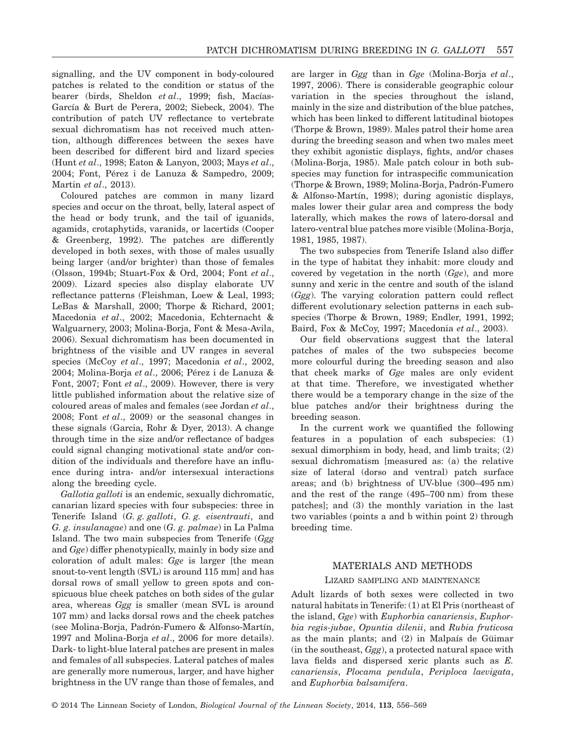signalling, and the UV component in body-coloured patches is related to the condition or status of the bearer (birds, Sheldon *et al*., 1999; fish, Macías-García & Burt de Perera, 2002; Siebeck, 2004). The contribution of patch UV reflectance to vertebrate sexual dichromatism has not received much attention, although differences between the sexes have been described for different bird and lizard species (Hunt *et al*., 1998; Eaton & Lanyon, 2003; Mays *et al*., 2004; Font, Pérez i de Lanuza & Sampedro, 2009; Martin *et al*., 2013).

Coloured patches are common in many lizard species and occur on the throat, belly, lateral aspect of the head or body trunk, and the tail of iguanids, agamids, crotaphytids, varanids, or lacertids (Cooper & Greenberg, 1992). The patches are differently developed in both sexes, with those of males usually being larger (and/or brighter) than those of females (Olsson, 1994b; Stuart-Fox & Ord, 2004; Font *et al*., 2009). Lizard species also display elaborate UV reflectance patterns (Fleishman, Loew & Leal, 1993; LeBas & Marshall, 2000; Thorpe & Richard, 2001; Macedonia *et al*., 2002; Macedonia, Echternacht & Walguarnery, 2003; Molina-Borja, Font & Mesa-Avila, 2006). Sexual dichromatism has been documented in brightness of the visible and UV ranges in several species (McCoy *et al*., 1997; Macedonia *et al*., 2002, 2004; Molina-Borja *et al*., 2006; Pérez i de Lanuza & Font, 2007; Font *et al*., 2009). However, there is very little published information about the relative size of coloured areas of males and females (see Jordan *et al*., 2008; Font *et al*., 2009) or the seasonal changes in these signals (Garcia, Rohr & Dyer, 2013). A change through time in the size and/or reflectance of badges could signal changing motivational state and/or condition of the individuals and therefore have an influence during intra- and/or intersexual interactions along the breeding cycle.

*Gallotia galloti* is an endemic, sexually dichromatic, canarian lizard species with four subspecies: three in Tenerife Island (*G. g. galloti*, *G. g. eisentrauti*, and *G. g. insulanagae*) and one (*G. g. palmae*) in La Palma Island. The two main subspecies from Tenerife (*Ggg* and *Gge*) differ phenotypically, mainly in body size and coloration of adult males: *Gge* is larger [the mean snout-to-vent length (SVL) is around 115 mm] and has dorsal rows of small yellow to green spots and conspicuous blue cheek patches on both sides of the gular area, whereas *Ggg* is smaller (mean SVL is around 107 mm) and lacks dorsal rows and the cheek patches (see Molina-Borja, Padrón-Fumero & Alfonso-Martín, 1997 and Molina-Borja *et al*., 2006 for more details). Dark- to light-blue lateral patches are present in males and females of all subspecies. Lateral patches of males are generally more numerous, larger, and have higher brightness in the UV range than those of females, and are larger in *Ggg* than in *Gge* (Molina-Borja *et al*., 1997, 2006). There is considerable geographic colour variation in the species throughout the island, mainly in the size and distribution of the blue patches, which has been linked to different latitudinal biotopes (Thorpe & Brown, 1989). Males patrol their home area during the breeding season and when two males meet they exhibit agonistic displays, fights, and/or chases (Molina-Borja, 1985). Male patch colour in both subspecies may function for intraspecific communication (Thorpe & Brown, 1989; Molina-Borja, Padrón-Fumero & Alfonso-Martín, 1998); during agonistic displays, males lower their gular area and compress the body laterally, which makes the rows of latero-dorsal and latero-ventral blue patches more visible (Molina-Borja, 1981, 1985, 1987).

The two subspecies from Tenerife Island also differ in the type of habitat they inhabit: more cloudy and covered by vegetation in the north (*Gge*), and more sunny and xeric in the centre and south of the island (*Ggg*). The varying coloration pattern could reflect different evolutionary selection patterns in each subspecies (Thorpe & Brown, 1989; Endler, 1991, 1992; Baird, Fox & McCoy, 1997; Macedonia *et al*., 2003).

Our field observations suggest that the lateral patches of males of the two subspecies become more colourful during the breeding season and also that cheek marks of *Gge* males are only evident at that time. Therefore, we investigated whether there would be a temporary change in the size of the blue patches and/or their brightness during the breeding season.

In the current work we quantified the following features in a population of each subspecies: (1) sexual dimorphism in body, head, and limb traits; (2) sexual dichromatism [measured as: (a) the relative size of lateral (dorso and ventral) patch surface areas; and (b) brightness of UV-blue (300–495 nm) and the rest of the range (495–700 nm) from these patches]; and (3) the monthly variation in the last two variables (points a and b within point 2) through breeding time.

## MATERIALS AND METHODS

### Lizard sampling and maintenance

Adult lizards of both sexes were collected in two natural habitats in Tenerife: (1) at El Pris (northeast of the island, *Gge*) with *Euphorbia canariensis*, *Euphorbia regis-jubae*, *Opuntia dilenii*, and *Rubia fruticosa* as the main plants; and (2) in Malpaís de Güimar (in the southeast, *Ggg*), a protected natural space with lava fields and dispersed xeric plants such as *E. canariensis*, *Plocama pendula*, *Periploca laevigata*, and *Euphorbia balsamifera*.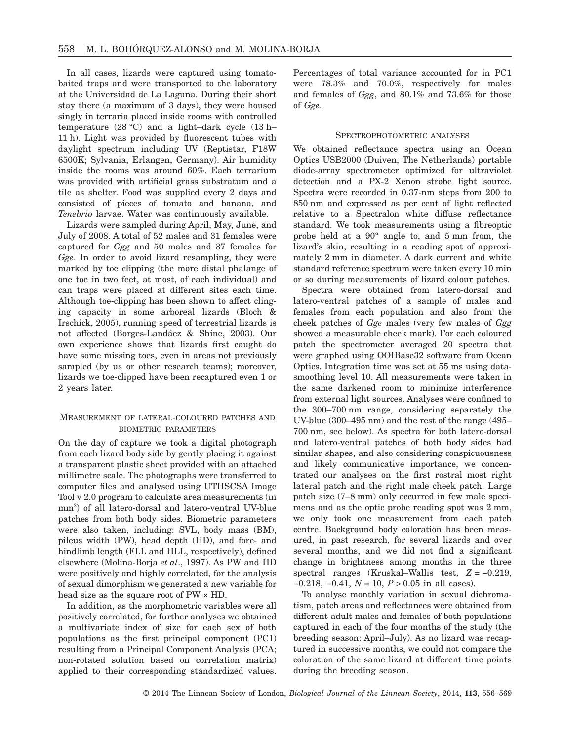In all cases, lizards were captured using tomato-baited traps and were transported to the laboratory at the Universidad de La Laguna. During their short stay there (a maximum of 3 days), they were housed singly in terraria placed inside rooms with controlled temperature (28 °C) and a light–dark cycle (13 h–11 h). Light was provided by fluorescent tubes with daylight spectrum including UV (Reptistar, F18W 6500K; Sylvania, Erlangen, Germany). Air humidity inside the rooms was around 60%. Each terrarium was provided with artificial grass substratum and a tile as shelter. Food was supplied every 2 days and consisted of pieces of tomato and banana, and *Tenebrio* larvae. Water was continuously available.

Lizards were sampled during April, May, June, and July of 2008. A total of 52 males and 31 females were captured for *Ggg* and 50 males and 37 females for *Gge*. In order to avoid lizard resampling, they were marked by toe clipping (the more distal phalange of one toe in two feet, at most, of each individual) and can traps were placed at different sites each time. Although toe-clipping has been shown to affect clinging capacity in some arboreal lizards (Bloch & Irschick, 2005), running speed of terrestrial lizards is not affected (Borges-Landáez & Shine, 2003). Our own experience shows that lizards first caught do have some missing toes, even in areas not previously sampled (by us or other research teams); moreover, lizards we toe-clipped have been recaptured even 1 or 2 years later.

## Measurement of lateral-coloured patches and biometric parameters

On the day of capture we took a digital photograph from each lizard body side by gently placing it against a transparent plastic sheet provided with an attached millimetre scale. The photographs were transferred to computer files and analysed using UTHSCSA Image Tool v 2.0 program to calculate area measurements (in mm$^2$) of all latero-dorsal and latero-ventral UV-blue patches from both body sides. Biometric parameters were also taken, including: SVL, body mass (BM), pileus width (PW), head depth (HD), and fore- and hindlimb length (FLL and HLL, respectively), defined elsewhere (Molina-Borja *et al*., 1997). As PW and HD were positively and highly correlated, for the analysis of sexual dimorphism we generated a new variable for head size as the square root of PW × HD.

In addition, as the morphometric variables were all positively correlated, for further analyses we obtained a multivariate index of size for each sex of both populations as the first principal component (PC1) resulting from a Principal Component Analysis (PCA; non-rotated solution based on correlation matrix) applied to their corresponding standardized values. Percentages of total variance accounted for in PC1 were 78.3% and 70.0%, respectively for males and females of *Ggg*, and 80.1% and 73.6% for those of *Gge*.

## Spectrophotometric analyses

We obtained reflectance spectra using an Ocean Optics USB2000 (Duiven, The Netherlands) portable diode-array spectrometer optimized for ultraviolet detection and a PX-2 Xenon strobe light source. Spectra were recorded in 0.37-nm steps from 200 to 850 nm and expressed as per cent of light reflected relative to a Spectralon white diffuse reflectance standard. We took measurements using a fibreoptic probe held at a 90° angle to, and 5 mm from, the lizard's skin, resulting in a reading spot of approximately 2 mm in diameter. A dark current and white standard reference spectrum were taken every 10 min or so during measurements of lizard colour patches.

Spectra were obtained from latero-dorsal and latero-ventral patches of a sample of males and females from each population and also from the cheek patches of *Gge* males (very few males of *Ggg* showed a measurable cheek mark). For each coloured patch the spectrometer averaged 20 spectra that were graphed using OOIBase32 software from Ocean Optics. Integration time was set at 55 ms using data-smoothing level 10. All measurements were taken in the same darkened room to minimize interference from external light sources. Analyses were confined to the 300–700 nm range, considering separately the UV-blue (300–495 nm) and the rest of the range (495–700 nm, see below). As spectra for both latero-dorsal and latero-ventral patches of both body sides had similar shapes, and also considering conspicuousness and likely communicative importance, we concentrated our analyses on the first rostral most right lateral patch and the right male cheek patch. Large patch size (7–8 mm) only occurred in few male specimens and as the optic probe reading spot was 2 mm, we only took one measurement from each patch centre. Background body coloration has been measured, in past research, for several lizards and over several months, and we did not find a significant change in brightness among months in the three spectral ranges (Kruskal–Wallis test, $Z = -0.219$, $-0.218$, $-0.41$, $N = 10$, $P > 0.05$ in all cases).

To analyse monthly variation in sexual dichromatism, patch areas and reflectances were obtained from different adult males and females of both populations captured in each of the four months of the study (the breeding season: April–July). As no lizard was recaptured in successive months, we could not compare the coloration of the same lizard at different time points during the breeding season.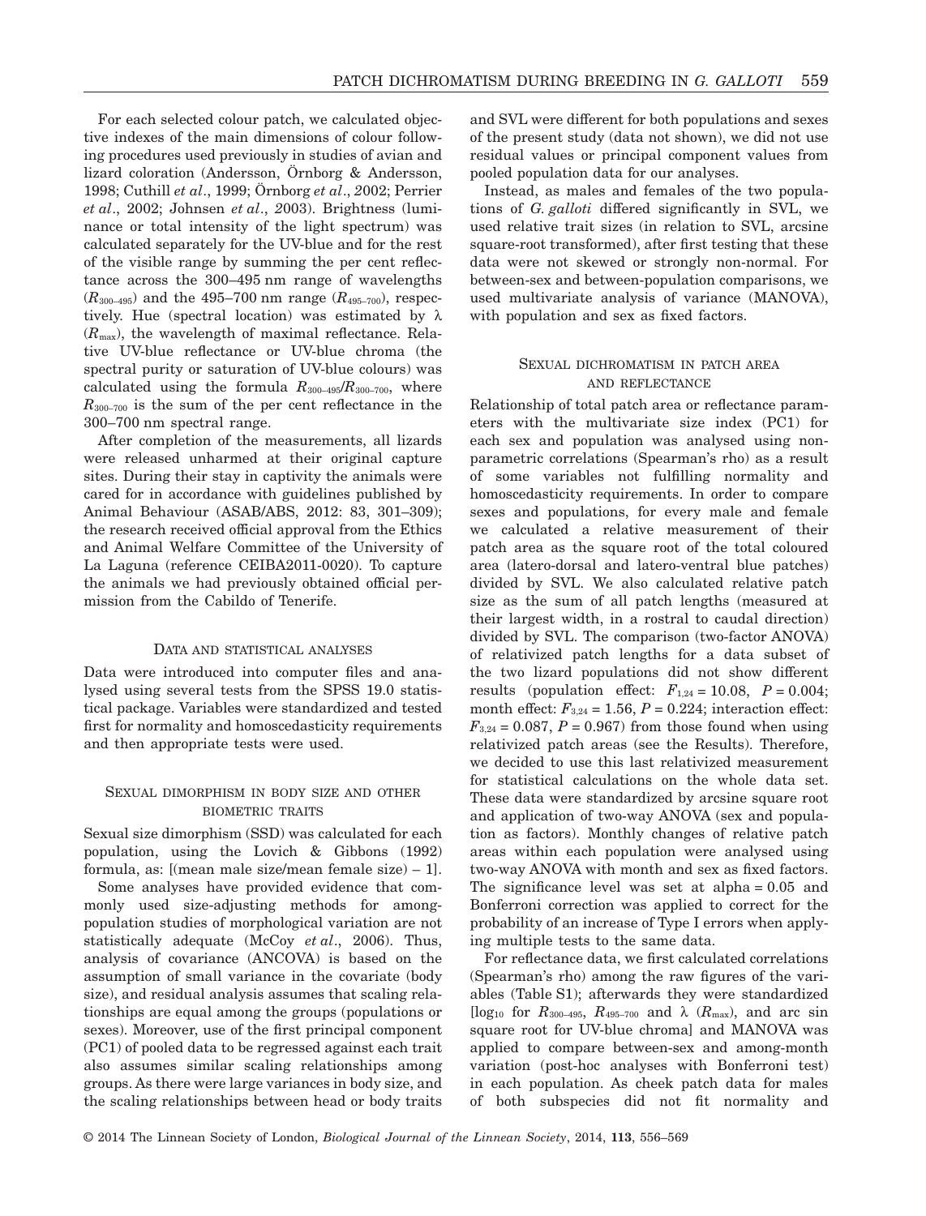For each selected colour patch, we calculated objective indexes of the main dimensions of colour following procedures used previously in studies of avian and lizard coloration (Andersson, Örnborg & Andersson, 1998; Cuthill *et al*., 1999; Örnborg *et al*., 2002; Perrier *et al*., 2002; Johnsen *et al*., 2003). Brightness (luminance or total intensity of the light spectrum) was calculated separately for the UV-blue and for the rest of the visible range by summing the per cent reflectance across the 300–495 nm range of wavelengths ($R_{300–495}$) and the 495–700 nm range ($R_{495–700}$), respectively. Hue (spectral location) was estimated by $\lambda$ ($R_{max}$), the wavelength of maximal reflectance. Relative UV-blue reflectance or UV-blue chroma (the spectral purity or saturation of UV-blue colours) was calculated using the formula $R_{300–495}/R_{300–700}$, where $R_{300–700}$ is the sum of the per cent reflectance in the 300–700 nm spectral range.

After completion of the measurements, all lizards were released unharmed at their original capture sites. During their stay in captivity the animals were cared for in accordance with guidelines published by Animal Behaviour (ASAB/ABS, 2012: 83, 301–309); the research received official approval from the Ethics and Animal Welfare Committee of the University of La Laguna (reference CEIBA2011-0020). To capture the animals we had previously obtained official permission from the Cabildo of Tenerife.

## Data and statistical analyses

Data were introduced into computer files and analysed using several tests from the SPSS 19.0 statistical package. Variables were standardized and tested first for normality and homoscedasticity requirements and then appropriate tests were used.

### Sexual dimorphism in body size and other biometric traits

Sexual size dimorphism (SSD) was calculated for each population, using the Lovich & Gibbons (1992) formula, as: [(mean male size/mean female size) – 1].

Some analyses have provided evidence that commonly used size-adjusting methods for among-population studies of morphological variation are not statistically adequate (McCoy *et al*., 2006). Thus, analysis of covariance (ANCOVA) is based on the assumption of small variance in the covariate (body size), and residual analysis assumes that scaling relationships are equal among the groups (populations or sexes). Moreover, use of the first principal component (PC1) of pooled data to be regressed against each trait also assumes similar scaling relationships among groups. As there were large variances in body size, and the scaling relationships between head or body traits and SVL were different for both populations and sexes of the present study (data not shown), we did not use residual values or principal component values from pooled population data for our analyses.

Instead, as males and females of the two populations of *G. galloti* differed significantly in SVL, we used relative trait sizes (in relation to SVL, arcsine square-root transformed), after first testing that these data were not skewed or strongly non-normal. For between-sex and between-population comparisons, we used multivariate analysis of variance (MANOVA), with population and sex as fixed factors.

### Sexual dichromatism in patch area and reflectance

Relationship of total patch area or reflectance parameters with the multivariate size index (PC1) for each sex and population was analysed using non-parametric correlations (Spearman's rho) as a result of some variables not fulfilling normality and homoscedasticity requirements. In order to compare sexes and populations, for every male and female we calculated a relative measurement of their patch area as the square root of the total coloured area (latero-dorsal and latero-ventral blue patches) divided by SVL. We also calculated relative patch size as the sum of all patch lengths (measured at their largest width, in a rostral to caudal direction) divided by SVL. The comparison (two-factor ANOVA) of relativized patch lengths for a data subset of the two lizard populations did not show different results (population effect: $F_{1,24} = 10.08$, $P = 0.004$; month effect: $F_{3,24} = 1.56$, $P = 0.224$; interaction effect: $F_{3,24} = 0.087$, $P = 0.967$) from those found when using relativized patch areas (see the Results). Therefore, we decided to use this last relativized measurement for statistical calculations on the whole data set. These data were standardized by arcsine square root and application of two-way ANOVA (sex and population as factors). Monthly changes of relative patch areas within each population were analysed using two-way ANOVA with month and sex as fixed factors. The significance level was set at alpha = 0.05 and Bonferroni correction was applied to correct for the probability of an increase of Type I errors when applying multiple tests to the same data.

For reflectance data, we first calculated correlations (Spearman's rho) among the raw figures of the variables (Table S1); afterwards they were standardized [$\log_{10}$ for $R_{300–495}$, $R_{495–700}$ and $\lambda$ ($R_{max}$), and arc sin square root for UV-blue chroma] and MANOVA was applied to compare between-sex and among-month variation (post-hoc analyses with Bonferroni test) in each population. As cheek patch data for males of both subspecies did not fit normality and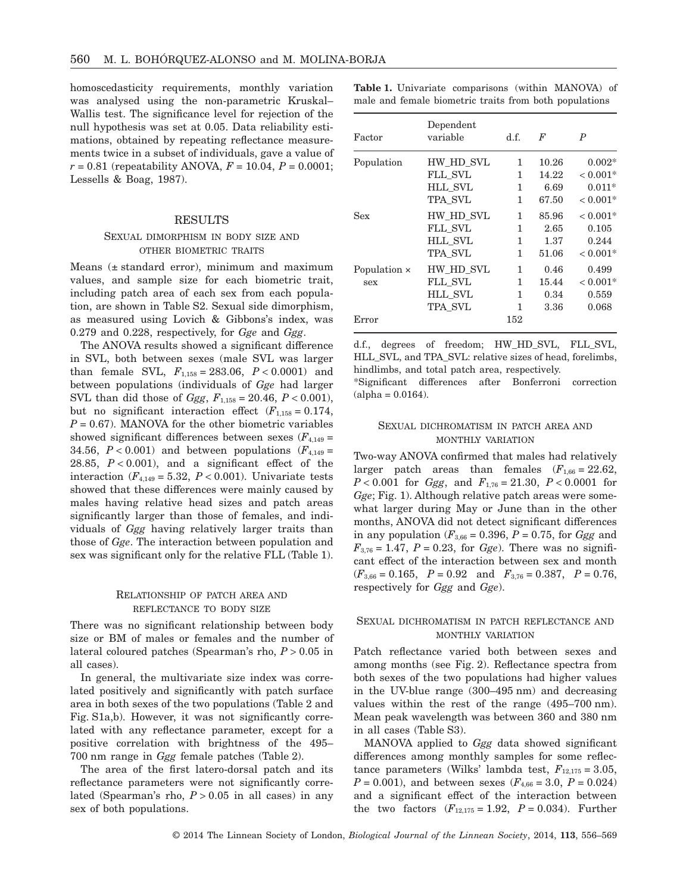homoscedasticity requirements, monthly variation was analysed using the non-parametric Kruskal–Wallis test. The significance level for rejection of the null hypothesis was set at 0.05. Data reliability estimations, obtained by repeating reflectance measurements twice in a subset of individuals, gave a value of $r = 0.81$ (repeatability ANOVA, $F = 10.04$, $P = 0.0001$; Lessells & Boag, 1987).

## RESULTS

### SEXUAL DIMORPHISM IN BODY SIZE AND OTHER BIOMETRIC TRAITS

Means (± standard error), minimum and maximum values, and sample size for each biometric trait, including patch area of each sex from each population, are shown in Table S2. Sexual side dimorphism, as measured using Lovich & Gibbons's index, was 0.279 and 0.228, respectively, for *Gge* and *Ggg*.

The ANOVA results showed a significant difference in SVL, both between sexes (male SVL was larger than female SVL, $F_{1,158} = 283.06$, $P < 0.0001$) and between populations (individuals of *Gge* had larger SVL than did those of *Ggg*, $F_{1,158} = 20.46$, $P < 0.001$), but no significant interaction effect ($F_{1,158} = 0.174$, $P = 0.67$). MANOVA for the other biometric variables showed significant differences between sexes ($F_{4,149} = 34.56$, $P < 0.001$) and between populations ($F_{4,149} = 28.85$, $P < 0.001$), and a significant effect of the interaction ($F_{4,149} = 5.32$, $P < 0.001$). Univariate tests showed that these differences were mainly caused by males having relative head sizes and patch areas significantly larger than those of females, and individuals of *Ggg* having relatively larger traits than those of *Gge*. The interaction between population and sex was significant only for the relative FLL (Table 1).

**Table 1.** Univariate comparisons (within MANOVA) of male and female biometric traits from both populations

| Factor | Dependent variable | d.f. | $F$ | $P$ |
|---|---|---|---|---|
| Population | HW_HD_SVL | 1 | 10.26 | 0.002* |
| | FLL_SVL | 1 | 14.22 | < 0.001* |
| | HLL_SVL | 1 | 6.69 | 0.011* |
| | TPA_SVL | 1 | 67.50 | < 0.001* |
| Sex | HW_HD_SVL | 1 | 85.96 | < 0.001* |
| | FLL_SVL | 1 | 2.65 | 0.105 |
| | HLL_SVL | 1 | 1.37 | 0.244 |
| | TPA_SVL | 1 | 51.06 | < 0.001* |
| Population × sex | HW_HD_SVL | 1 | 0.46 | 0.499 |
| | FLL_SVL | 1 | 15.44 | < 0.001* |
| | HLL_SVL | 1 | 0.34 | 0.559 |
| | TPA_SVL | 1 | 3.36 | 0.068 |
| Error | | 152 | | |

d.f., degrees of freedom; HW_HD_SVL, FLL_SVL, HLL_SVL, and TPA_SVL: relative sizes of head, forelimbs, hindlimbs, and total patch area, respectively.
*Significant differences after Bonferroni correction (alpha = 0.0164).

### RELATIONSHIP OF PATCH AREA AND REFLECTANCE TO BODY SIZE

There was no significant relationship between body size or BM of males or females and the number of lateral coloured patches (Spearman's rho, $P > 0.05$ in all cases).

In general, the multivariate size index was correlated positively and significantly with patch surface area in both sexes of the two populations (Table 2 and Fig. S1a,b). However, it was not significantly correlated with any reflectance parameter, except for a positive correlation with brightness of the 495–700 nm range in *Ggg* female patches (Table 2).

The area of the first latero-dorsal patch and its reflectance parameters were not significantly correlated (Spearman's rho, $P > 0.05$ in all cases) in any sex of both populations.

### SEXUAL DICHROMATISM IN PATCH AREA AND MONTHLY VARIATION

Two-way ANOVA confirmed that males had relatively larger patch areas than females ($F_{1,66} = 22.62$, $P < 0.001$ for *Ggg*, and $F_{1,76} = 21.30$, $P < 0.0001$ for *Gge*; Fig. 1). Although relative patch areas were somewhat larger during May or June than in the other months, ANOVA did not detect significant differences in any population ($F_{3,66} = 0.396$, $P = 0.75$, for *Ggg* and $F_{3,76} = 1.47$, $P = 0.23$, for *Gge*). There was no significant effect of the interaction between sex and month ($F_{3,66} = 0.165$, $P = 0.92$ and $F_{3,76} = 0.387$, $P = 0.76$, respectively for *Ggg* and *Gge*).

### SEXUAL DICHROMATISM IN PATCH REFLECTANCE AND MONTHLY VARIATION

Patch reflectance varied both between sexes and among months (see Fig. 2). Reflectance spectra from both sexes of the two populations had higher values in the UV-blue range (300–495 nm) and decreasing values within the rest of the range (495–700 nm). Mean peak wavelength was between 360 and 380 nm in all cases (Table S3).

MANOVA applied to *Ggg* data showed significant differences among monthly samples for some reflectance parameters (Wilks' lambda test, $F_{12,175} = 3.05$, $P = 0.001$), and between sexes ($F_{4,66} = 3.0$, $P = 0.024$) and a significant effect of the interaction between the two factors ($F_{12,175} = 1.92$, $P = 0.034$). Further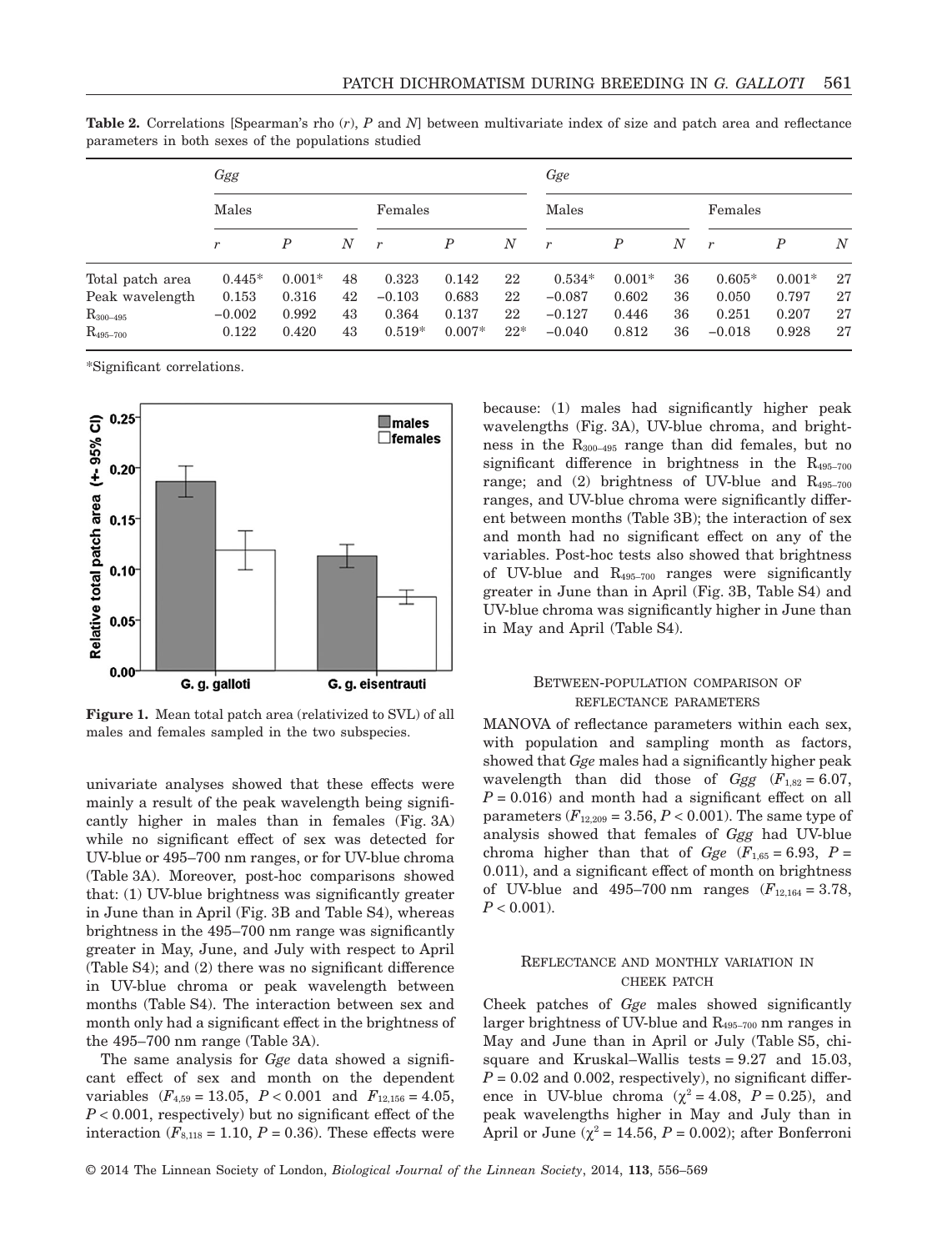**Table 2.** Correlations [Spearman's rho ($r$), $P$ and $N$] between multivariate index of size and patch area and reflectance parameters in both sexes of the populations studied

| | *Ggg* | | | | | | *Gge* | | | | | |
|---|---|---|---|---|---|---|---|---|---|---|---|---|
| | Males | | | Females | | | Males | | | Females | | |
| | $r$ | $P$ | $N$ | $r$ | $P$ | $N$ | $r$ | $P$ | $N$ | $r$ | $P$ | $N$ |
| Total patch area | 0.445* | 0.001* | 48 | 0.323 | 0.142 | 22 | 0.534* | 0.001* | 36 | 0.605* | 0.001* | 27 |
| Peak wavelength | 0.153 | 0.316 | 42 | −0.103 | 0.683 | 22 | −0.087 | 0.602 | 36 | 0.050 | 0.797 | 27 |
| $R_{300–495}$ | −0.002 | 0.992 | 43 | 0.364 | 0.137 | 22 | −0.127 | 0.446 | 36 | 0.251 | 0.207 | 27 |
| $R_{495–700}$ | 0.122 | 0.420 | 43 | 0.519* | 0.007* | 22* | −0.040 | 0.812 | 36 | −0.018 | 0.928 | 27 |

*Significant correlations.

**Figure 1.** Mean total patch area (relativized to SVL) of all males and females sampled in the two subspecies.

univariate analyses showed that these effects were mainly a result of the peak wavelength being significantly higher in males than in females (Fig. 3A) while no significant effect of sex was detected for UV-blue or 495–700 nm ranges, or for UV-blue chroma (Table 3A). Moreover, post-hoc comparisons showed that: (1) UV-blue brightness was significantly greater in June than in April (Fig. 3B and Table S4), whereas brightness in the 495–700 nm range was significantly greater in May, June, and July with respect to April (Table S4); and (2) there was no significant difference in UV-blue chroma or peak wavelength between months (Table S4). The interaction between sex and month only had a significant effect in the brightness of the 495–700 nm range (Table 3A).

The same analysis for *Gge* data showed a significant effect of sex and month on the dependent variables ($F_{4,59} = 13.05$, $P < 0.001$ and $F_{12,156} = 4.05$, $P < 0.001$, respectively) but no significant effect of the interaction ($F_{8,118} = 1.10$, $P = 0.36$). These effects were because: (1) males had significantly higher peak wavelengths (Fig. 3A), UV-blue chroma, and brightness in the $R_{300–495}$ range than did females, but no significant difference in brightness in the $R_{495–700}$ range; and (2) brightness of UV-blue and $R_{495–700}$ ranges, and UV-blue chroma were significantly different between months (Table 3B); the interaction of sex and month had no significant effect on any of the variables. Post-hoc tests also showed that brightness of UV-blue and $R_{495–700}$ ranges were significantly greater in June than in April (Fig. 3B, Table S4) and UV-blue chroma was significantly higher in June than in May and April (Table S4).

### Between-population comparison of reflectance parameters

MANOVA of reflectance parameters within each sex, with population and sampling month as factors, showed that *Gge* males had a significantly higher peak wavelength than did those of *Ggg* ($F_{1,82} = 6.07$, $P = 0.016$) and month had a significant effect on all parameters ($F_{12,209} = 3.56$, $P < 0.001$). The same type of analysis showed that females of *Ggg* had UV-blue chroma higher than that of *Gge* ($F_{1,65} = 6.93$, $P = 0.011$), and a significant effect of month on brightness of UV-blue and 495–700 nm ranges ($F_{12,164} = 3.78$, $P < 0.001$).

### Reflectance and monthly variation in cheek patch

Cheek patches of *Gge* males showed significantly larger brightness of UV-blue and $R_{495–700}$ nm ranges in May and June than in April or July (Table S5, chi-square and Kruskal–Wallis tests = 9.27 and 15.03, $P = 0.02$ and 0.002, respectively), no significant difference in UV-blue chroma ($\chi^2 = 4.08$, $P = 0.25$), and peak wavelengths higher in May and July than in April or June ($\chi^2 = 14.56$, $P = 0.002$); after Bonferroni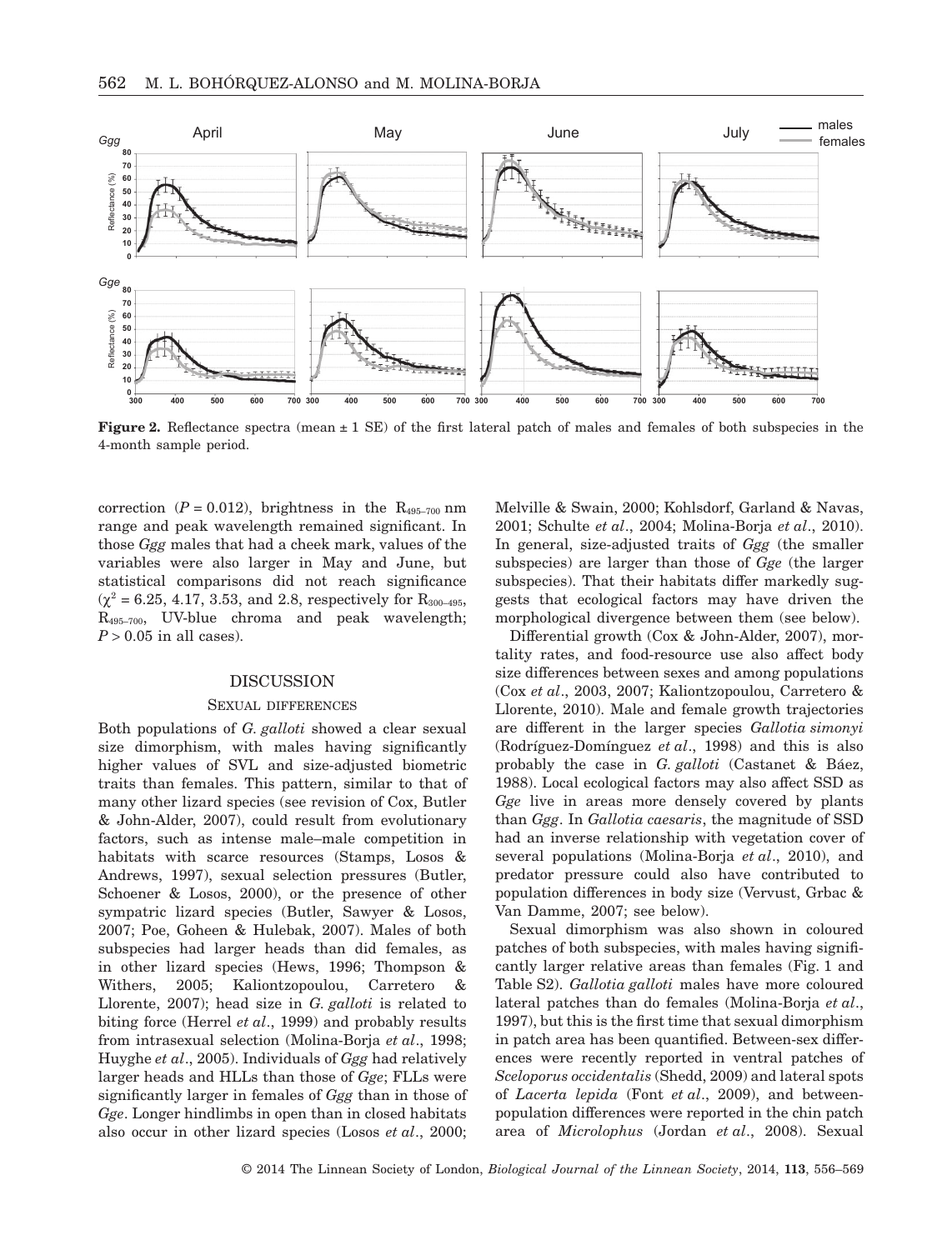**Figure 2.** Reflectance spectra (mean ± 1 SE) of the first lateral patch of males and females of both subspecies in the 4-month sample period.

correction ($P = 0.012$), brightness in the $R_{495-700}$ nm range and peak wavelength remained significant. In those *Ggg* males that had a cheek mark, values of the variables were also larger in May and June, but statistical comparisons did not reach significance ($\chi^2 = 6.25$, 4.17, 3.53, and 2.8, respectively for $R_{300-495}$, $R_{495-700}$, UV-blue chroma and peak wavelength; $P > 0.05$ in all cases).

## DISCUSSION

### SEXUAL DIFFERENCES

Both populations of *G. galloti* showed a clear sexual size dimorphism, with males having significantly higher values of SVL and size-adjusted biometric traits than females. This pattern, similar to that of many other lizard species (see revision of Cox, Butler & John-Alder, 2007), could result from evolutionary factors, such as intense male–male competition in habitats with scarce resources (Stamps, Losos & Andrews, 1997), sexual selection pressures (Butler, Schoener & Losos, 2000), or the presence of other sympatric lizard species (Butler, Sawyer & Losos, 2007; Poe, Goheen & Hulebak, 2007). Males of both subspecies had larger heads than did females, as in other lizard species (Hews, 1996; Thompson & Withers, 2005; Kaliontzopoulou, Carretero & Llorente, 2007); head size in *G. galloti* is related to biting force (Herrel *et al*., 1999) and probably results from intrasexual selection (Molina-Borja *et al*., 1998; Huyghe *et al*., 2005). Individuals of *Ggg* had relatively larger heads and HLLs than those of *Gge*; FLLs were significantly larger in females of *Ggg* than in those of *Gge*. Longer hindlimbs in open than in closed habitats also occur in other lizard species (Losos *et al*., 2000; Melville & Swain, 2000; Kohlsdorf, Garland & Navas, 2001; Schulte *et al*., 2004; Molina-Borja *et al*., 2010). In general, size-adjusted traits of *Ggg* (the smaller subspecies) are larger than those of *Gge* (the larger subspecies). That their habitats differ markedly suggests that ecological factors may have driven the morphological divergence between them (see below).

Differential growth (Cox & John-Alder, 2007), mortality rates, and food-resource use also affect body size differences between sexes and among populations (Cox *et al*., 2003, 2007; Kaliontzopoulou, Carretero & Llorente, 2010). Male and female growth trajectories are different in the larger species *Gallotia simonyi* (Rodríguez-Domínguez *et al*., 1998) and this is also probably the case in *G. galloti* (Castanet & Báez, 1988). Local ecological factors may also affect SSD as *Gge* live in areas more densely covered by plants than *Ggg*. In *Gallotia caesaris*, the magnitude of SSD had an inverse relationship with vegetation cover of several populations (Molina-Borja *et al*., 2010), and predator pressure could also have contributed to population differences in body size (Vervust, Grbac & Van Damme, 2007; see below).

Sexual dimorphism was also shown in coloured patches of both subspecies, with males having significantly larger relative areas than females (Fig. 1 and Table S2). *Gallotia galloti* males have more coloured lateral patches than do females (Molina-Borja *et al*., 1997), but this is the first time that sexual dimorphism in patch area has been quantified. Between-sex differences were recently reported in ventral patches of *Sceloporus occidentalis* (Shedd, 2009) and lateral spots of *Lacerta lepida* (Font *et al*., 2009), and between-population differences were reported in the chin patch area of *Microlophus* (Jordan *et al*., 2008). Sexual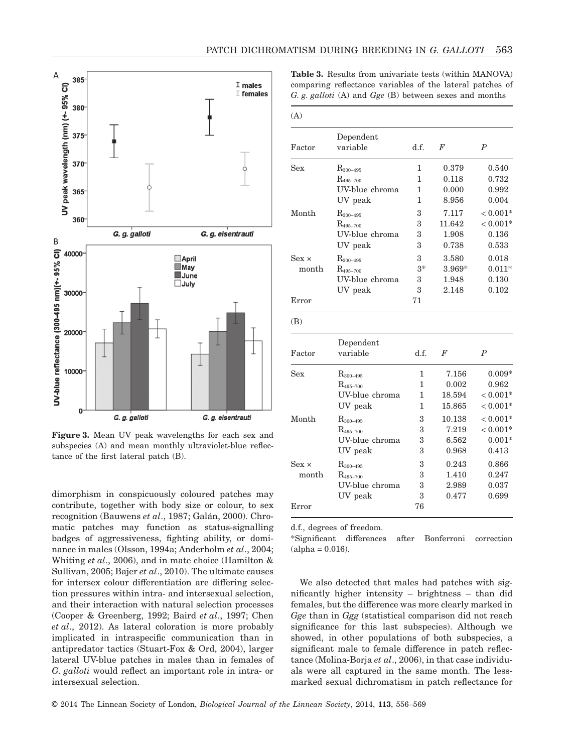Figure 3. Mean UV peak wavelengths for each sex and subspecies (A) and mean monthly ultraviolet-blue reflectance of the first lateral patch (B).

dimorphism in conspicuously coloured patches may contribute, together with body size or colour, to sex recognition (Bauwens *et al*., 1987; Galán, 2000). Chromatic patches may function as status-signalling badges of aggressiveness, fighting ability, or dominance in males (Olsson, 1994a; Anderholm *et al*., 2004; Whiting *et al*., 2006), and in mate choice (Hamilton & Sullivan, 2005; Bajer *et al*., 2010). The ultimate causes for intersex colour differentiation are differing selection pressures within intra- and intersexual selection, and their interaction with natural selection processes (Cooper & Greenberg, 1992; Baird *et al*., 1997; Chen *et al*., 2012). As lateral coloration is more probably implicated in intraspecific communication than in antipredator tactics (Stuart-Fox & Ord, 2004), larger lateral UV-blue patches in males than in females of *G. galloti* would reflect an important role in intra- or intersexual selection.

**Table 3.** Results from univariate tests (within MANOVA) comparing reflectance variables of the lateral patches of *G. g. galloti* (A) and *Gge* (B) between sexes and months

(A)

| Factor | Dependent variable | d.f. | $F$ | $P$ |
|---|---|---|---|---|
| Sex | $R_{300-495}$ | 1 | 0.379 | 0.540 |
| | $R_{495-700}$ | 1 | 0.118 | 0.732 |
| | UV-blue chroma | 1 | 0.000 | 0.992 |
| | UV peak | 1 | 8.956 | 0.004 |
| Month | $R_{300-495}$ | 3 | 7.117 | < 0.001* |
| | $R_{495-700}$ | 3 | 11.642 | < 0.001* |
| | UV-blue chroma | 3 | 1.908 | 0.136 |
| | UV peak | 3 | 0.738 | 0.533 |
| Sex × month | $R_{300-495}$ | 3 | 3.580 | 0.018 |
| | $R_{495-700}$ | 3* | 3.969* | 0.011* |
| | UV-blue chroma | 3 | 1.948 | 0.130 |
| | UV peak | 3 | 2.148 | 0.102 |
| Error | | 71 | | |

(B)

| Factor | Dependent variable | d.f. | $F$ | $P$ |
|---|---|---|---|---|
| Sex | $R_{300-495}$ | 1 | 7.156 | 0.009* |
| | $R_{495-700}$ | 1 | 0.002 | 0.962 |
| | UV-blue chroma | 1 | 18.594 | < 0.001* |
| | UV peak | 1 | 15.865 | < 0.001* |
| Month | $R_{300-495}$ | 3 | 10.138 | < 0.001* |
| | $R_{495-700}$ | 3 | 7.219 | < 0.001* |
| | UV-blue chroma | 3 | 6.562 | 0.001* |
| | UV peak | 3 | 0.968 | 0.413 |
| Sex × month | $R_{300-495}$ | 3 | 0.243 | 0.866 |
| | $R_{495-700}$ | 3 | 1.410 | 0.247 |
| | UV-blue chroma | 3 | 2.989 | 0.037 |
| | UV peak | 3 | 0.477 | 0.699 |
| Error | | 76 | | |

d.f., degrees of freedom.

*Significant differences after Bonferroni correction (alpha = 0.016).

We also detected that males had patches with significantly higher intensity – brightness – than did females, but the difference was more clearly marked in *Gge* than in *Ggg* (statistical comparison did not reach significance for this last subspecies). Although we showed, in other populations of both subspecies, a significant male to female difference in patch reflectance (Molina-Borja *et al*., 2006), in that case individuals were all captured in the same month. The less-marked sexual dichromatism in patch reflectance for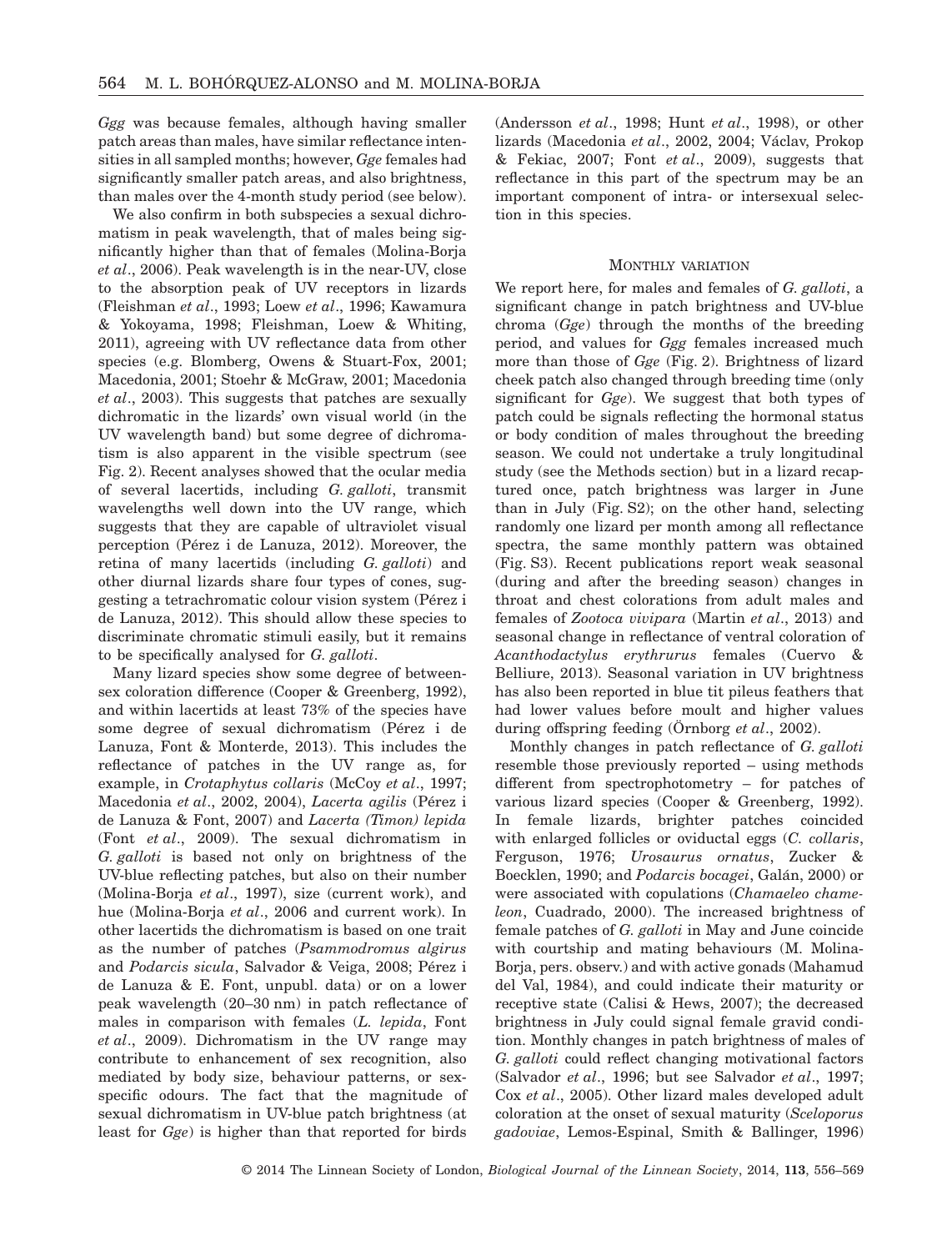*Ggg* was because females, although having smaller patch areas than males, have similar reflectance intensities in all sampled months; however, *Gge* females had significantly smaller patch areas, and also brightness, than males over the 4-month study period (see below).

We also confirm in both subspecies a sexual dichromatism in peak wavelength, that of males being significantly higher than that of females (Molina-Borja *et al*., 2006). Peak wavelength is in the near-UV, close to the absorption peak of UV receptors in lizards (Fleishman *et al*., 1993; Loew *et al*., 1996; Kawamura & Yokoyama, 1998; Fleishman, Loew & Whiting, 2011), agreeing with UV reflectance data from other species (e.g. Blomberg, Owens & Stuart-Fox, 2001; Macedonia, 2001; Stoehr & McGraw, 2001; Macedonia *et al*., 2003). This suggests that patches are sexually dichromatic in the lizards' own visual world (in the UV wavelength band) but some degree of dichromatism is also apparent in the visible spectrum (see Fig. 2). Recent analyses showed that the ocular media of several lacertids, including *G. galloti*, transmit wavelengths well down into the UV range, which suggests that they are capable of ultraviolet visual perception (Pérez i de Lanuza, 2012). Moreover, the retina of many lacertids (including *G. galloti*) and other diurnal lizards share four types of cones, suggesting a tetrachromatic colour vision system (Pérez i de Lanuza, 2012). This should allow these species to discriminate chromatic stimuli easily, but it remains to be specifically analysed for *G. galloti*.

Many lizard species show some degree of between-sex coloration difference (Cooper & Greenberg, 1992), and within lacertids at least 73% of the species have some degree of sexual dichromatism (Pérez i de Lanuza, Font & Monterde, 2013). This includes the reflectance of patches in the UV range as, for example, in *Crotaphytus collaris* (McCoy *et al*., 1997; Macedonia *et al*., 2002, 2004), *Lacerta agilis* (Pérez i de Lanuza & Font, 2007) and *Lacerta (Timon) lepida* (Font *et al*., 2009). The sexual dichromatism in *G. galloti* is based not only on brightness of the UV-blue reflecting patches, but also on their number (Molina-Borja *et al*., 1997), size (current work), and hue (Molina-Borja *et al*., 2006 and current work). In other lacertids the dichromatism is based on one trait as the number of patches (*Psammodromus algirus* and *Podarcis sicula*, Salvador & Veiga, 2008; Pérez i de Lanuza & E. Font, unpubl. data) or on a lower peak wavelength (20–30 nm) in patch reflectance of males in comparison with females (*L. lepida*, Font *et al*., 2009). Dichromatism in the UV range may contribute to enhancement of sex recognition, also mediated by body size, behaviour patterns, or sex-specific odours. The fact that the magnitude of sexual dichromatism in UV-blue patch brightness (at least for *Gge*) is higher than that reported for birds (Andersson *et al*., 1998; Hunt *et al*., 1998), or other lizards (Macedonia *et al*., 2002, 2004; Václav, Prokop & Fekiac, 2007; Font *et al*., 2009), suggests that reflectance in this part of the spectrum may be an important component of intra- or intersexual selection in this species.

## Monthly variation

We report here, for males and females of *G. galloti*, a significant change in patch brightness and UV-blue chroma (*Gge*) through the months of the breeding period, and values for *Ggg* females increased much more than those of *Gge* (Fig. 2). Brightness of lizard cheek patch also changed through breeding time (only significant for *Gge*). We suggest that both types of patch could be signals reflecting the hormonal status or body condition of males throughout the breeding season. We could not undertake a truly longitudinal study (see the Methods section) but in a lizard recaptured once, patch brightness was larger in June than in July (Fig. S2); on the other hand, selecting randomly one lizard per month among all reflectance spectra, the same monthly pattern was obtained (Fig. S3). Recent publications report weak seasonal (during and after the breeding season) changes in throat and chest colorations from adult males and females of *Zootoca vivipara* (Martin *et al*., 2013) and seasonal change in reflectance of ventral coloration of *Acanthodactylus erythrurus* females (Cuervo & Belliure, 2013). Seasonal variation in UV brightness has also been reported in blue tit pileus feathers that had lower values before moult and higher values during offspring feeding (Örnborg *et al*., 2002).

Monthly changes in patch reflectance of *G. galloti* resemble those previously reported – using methods different from spectrophotometry – for patches of various lizard species (Cooper & Greenberg, 1992). In female lizards, brighter patches coincided with enlarged follicles or oviductal eggs (*C. collaris*, Ferguson, 1976; *Urosaurus ornatus*, Zucker & Boecklen, 1990; and *Podarcis bocagei*, Galán, 2000) or were associated with copulations (*Chamaeleo chameleon*, Cuadrado, 2000). The increased brightness of female patches of *G. galloti* in May and June coincide with courtship and mating behaviours (M. Molina-Borja, pers. observ.) and with active gonads (Mahamud del Val, 1984), and could indicate their maturity or receptive state (Calisi & Hews, 2007); the decreased brightness in July could signal female gravid condition. Monthly changes in patch brightness of males of *G. galloti* could reflect changing motivational factors (Salvador *et al*., 1996; but see Salvador *et al*., 1997; Cox *et al*., 2005). Other lizard males developed adult coloration at the onset of sexual maturity (*Sceloporus gadoviae*, Lemos-Espinal, Smith & Ballinger, 1996)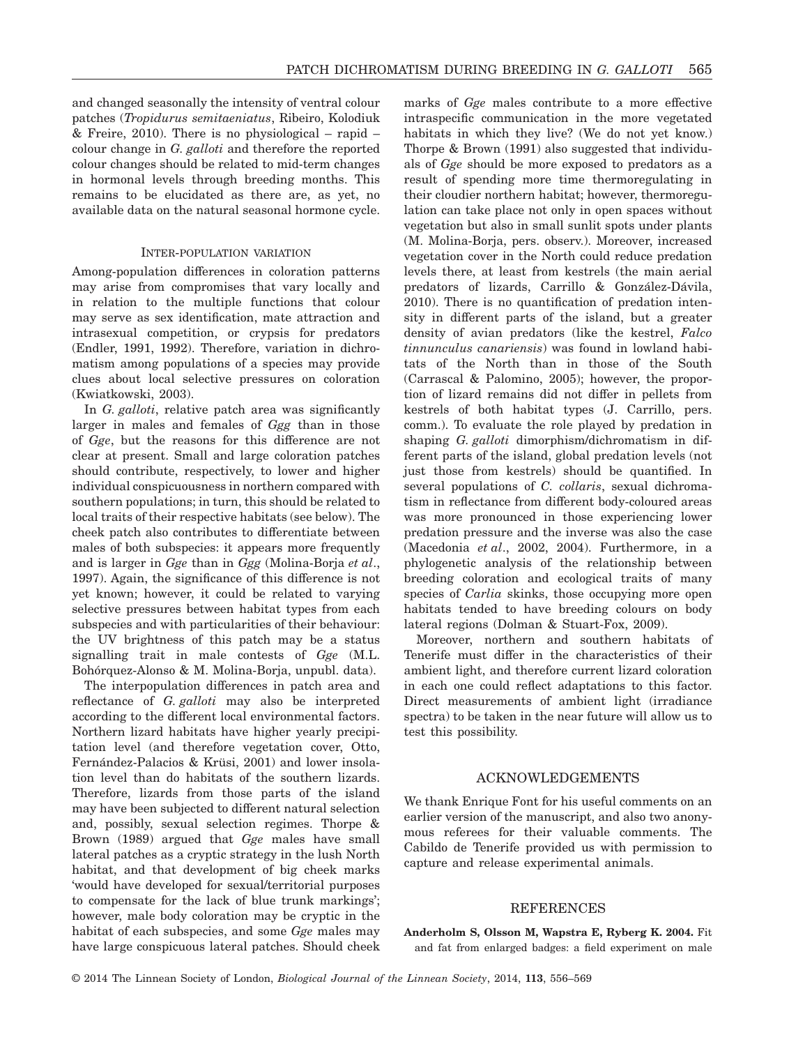and changed seasonally the intensity of ventral colour patches (*Tropidurus semitaeniatus*, Ribeiro, Kolodiuk & Freire, 2010). There is no physiological – rapid – colour change in *G. galloti* and therefore the reported colour changes should be related to mid-term changes in hormonal levels through breeding months. This remains to be elucidated as there are, as yet, no available data on the natural seasonal hormone cycle.

### Inter-population variation

Among-population differences in coloration patterns may arise from compromises that vary locally and in relation to the multiple functions that colour may serve as sex identification, mate attraction and intrasexual competition, or crypsis for predators (Endler, 1991, 1992). Therefore, variation in dichromatism among populations of a species may provide clues about local selective pressures on coloration (Kwiatkowski, 2003).

In *G. galloti*, relative patch area was significantly larger in males and females of *Ggg* than in those of *Gge*, but the reasons for this difference are not clear at present. Small and large coloration patches should contribute, respectively, to lower and higher individual conspicuousness in northern compared with southern populations; in turn, this should be related to local traits of their respective habitats (see below). The cheek patch also contributes to differentiate between males of both subspecies: it appears more frequently and is larger in *Gge* than in *Ggg* (Molina-Borja *et al*., 1997). Again, the significance of this difference is not yet known; however, it could be related to varying selective pressures between habitat types from each subspecies and with particularities of their behaviour: the UV brightness of this patch may be a status signalling trait in male contests of *Gge* (M.L. Bohórquez-Alonso & M. Molina-Borja, unpubl. data).

The interpopulation differences in patch area and reflectance of *G. galloti* may also be interpreted according to the different local environmental factors. Northern lizard habitats have higher yearly precipitation level (and therefore vegetation cover, Otto, Fernández-Palacios & Krüsi, 2001) and lower insolation level than do habitats of the southern lizards. Therefore, lizards from those parts of the island may have been subjected to different natural selection and, possibly, sexual selection regimes. Thorpe & Brown (1989) argued that *Gge* males have small lateral patches as a cryptic strategy in the lush North habitat, and that development of big cheek marks 'would have developed for sexual/territorial purposes to compensate for the lack of blue trunk markings'; however, male body coloration may be cryptic in the habitat of each subspecies, and some *Gge* males may have large conspicuous lateral patches. Should cheek marks of *Gge* males contribute to a more effective intraspecific communication in the more vegetated habitats in which they live? (We do not yet know.) Thorpe & Brown (1991) also suggested that individuals of *Gge* should be more exposed to predators as a result of spending more time thermoregulating in their cloudier northern habitat; however, thermoregulation can take place not only in open spaces without vegetation but also in small sunlit spots under plants (M. Molina-Borja, pers. observ.). Moreover, increased vegetation cover in the North could reduce predation levels there, at least from kestrels (the main aerial predators of lizards, Carrillo & González-Dávila, 2010). There is no quantification of predation intensity in different parts of the island, but a greater density of avian predators (like the kestrel, *Falco tinnunculus canariensis*) was found in lowland habitats of the North than in those of the South (Carrascal & Palomino, 2005); however, the proportion of lizard remains did not differ in pellets from kestrels of both habitat types (J. Carrillo, pers. comm.). To evaluate the role played by predation in shaping *G. galloti* dimorphism/dichromatism in different parts of the island, global predation levels (not just those from kestrels) should be quantified. In several populations of *C. collaris*, sexual dichromatism in reflectance from different body-coloured areas was more pronounced in those experiencing lower predation pressure and the inverse was also the case (Macedonia *et al*., 2002, 2004). Furthermore, in a phylogenetic analysis of the relationship between breeding coloration and ecological traits of many species of *Carlia* skinks, those occupying more open habitats tended to have breeding colours on body lateral regions (Dolman & Stuart-Fox, 2009).

Moreover, northern and southern habitats of Tenerife must differ in the characteristics of their ambient light, and therefore current lizard coloration in each one could reflect adaptations to this factor. Direct measurements of ambient light (irradiance spectra) to be taken in the near future will allow us to test this possibility.

## Acknowledgements

We thank Enrique Font for his useful comments on an earlier version of the manuscript, and also two anonymous referees for their valuable comments. The Cabildo de Tenerife provided us with permission to capture and release experimental animals.

## References

**Anderholm S, Olsson M, Wapstra E, Ryberg K. 2004.** Fit and fat from enlarged badges: a field experiment on male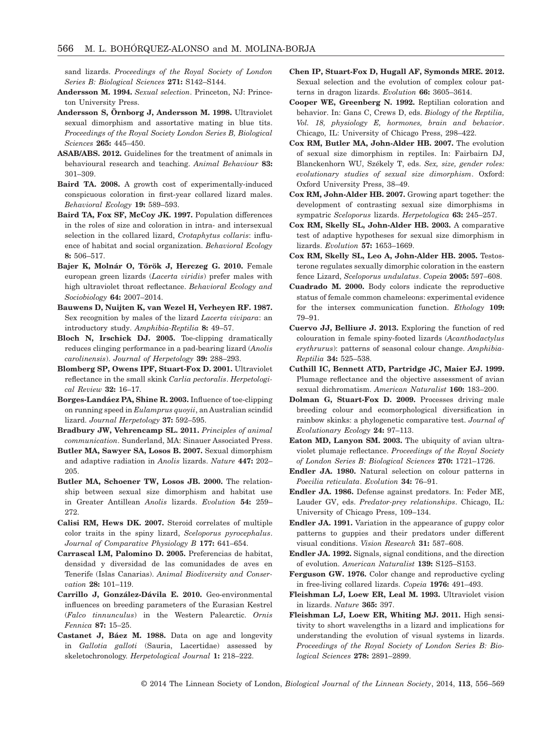sand lizards. *Proceedings of the Royal Society of London Series B: Biological Sciences* **271:** S142–S144.

**Andersson M. 1994.** *Sexual selection*. Princeton, NJ: Princeton University Press.

**Andersson S, Örnborg J, Andersson M. 1998.** Ultraviolet sexual dimorphism and assortative mating in blue tits. *Proceedings of the Royal Society London Series B, Biological Sciences* **265:** 445–450.

**ASAB/ABS. 2012.** Guidelines for the treatment of animals in behavioural research and teaching. *Animal Behaviour* **83:** 301–309.

**Baird TA. 2008.** A growth cost of experimentally-induced conspicuous coloration in first-year collared lizard males. *Behavioral Ecology* **19:** 589–593.

**Baird TA, Fox SF, McCoy JK. 1997.** Population differences in the roles of size and coloration in intra- and intersexual selection in the collared lizard, *Crotaphytus collaris*: influence of habitat and social organization. *Behavioral Ecology* **8:** 506–517.

**Bajer K, Molnár O, Török J, Herczeg G. 2010.** Female european green lizards (*Lacerta viridis*) prefer males with high ultraviolet throat reflectance. *Behavioral Ecology and Sociobiology* **64:** 2007–2014.

**Bauwens D, Nuijten K, van Wezel H, Verheyen RF. 1987.** Sex recognition by males of the lizard *Lacerta vivipara*: an introductory study. *Amphibia-Reptilia* **8:** 49–57.

**Bloch N, Irschick DJ. 2005.** Toe-clipping dramatically reduces clinging performance in a pad-bearing lizard (*Anolis carolinensis*). *Journal of Herpetology* **39:** 288–293.

**Blomberg SP, Owens IPF, Stuart-Fox D. 2001.** Ultraviolet reflectance in the small skink *Carlia pectoralis*. *Herpetological Review* **32:** 16–17.

**Borges-Landáez PA, Shine R. 2003.** Influence of toe-clipping on running speed in *Eulamprus quoyii*, an Australian scindid lizard. *Journal Herpetology* **37:** 592–595.

**Bradbury JW, Vehrencamp SL. 2011.** *Principles of animal communication*. Sunderland, MA: Sinauer Associated Press.

**Butler MA, Sawyer SA, Losos B. 2007.** Sexual dimorphism and adaptive radiation in *Anolis* lizards. *Nature* **447:** 202–205.

**Butler MA, Schoener TW, Losos JB. 2000.** The relationship between sexual size dimorphism and habitat use in Greater Antillean *Anolis* lizards. *Evolution* **54:** 259–272.

**Calisi RM, Hews DK. 2007.** Steroid correlates of multiple color traits in the spiny lizard, *Sceloporus pyrocephalus*. *Journal of Comparative Physiology B* **177:** 641–654.

**Carrascal LM, Palomino D. 2005.** Preferencias de habitat, densidad y diversidad de las comunidades de aves en Tenerife (Islas Canarias). *Animal Biodiversity and Conservation* **28:** 101–119.

**Carrillo J, González-Dávila E. 2010.** Geo-environmental influences on breeding parameters of the Eurasian Kestrel (*Falco tinnunculus*) in the Western Palearctic. *Ornis Fennica* **87:** 15–25.

**Castanet J, Báez M. 1988.** Data on age and longevity in *Gallotia galloti* (Sauria, Lacertidae) assessed by skeletochronology. *Herpetological Journal* **1:** 218–222.

**Chen IP, Stuart-Fox D, Hugall AF, Symonds MRE. 2012.** Sexual selection and the evolution of complex colour patterns in dragon lizards. *Evolution* **66:** 3605–3614.

**Cooper WE, Greenberg N. 1992.** Reptilian coloration and behavior. In: Gans C, Crews D, eds. *Biology of the Reptilia, Vol. 18, physiology E, hormones, brain and behavior*. Chicago, IL: University of Chicago Press, 298–422.

**Cox RM, Butler MA, John-Alder HB. 2007.** The evolution of sexual size dimorphism in reptiles. In: Fairbairn DJ, Blanckenhorn WU, Székely T, eds. *Sex, size, gender roles: evolutionary studies of sexual size dimorphism*. Oxford: Oxford University Press, 38–49.

**Cox RM, John-Alder HB. 2007.** Growing apart together: the development of contrasting sexual size dimorphisms in sympatric *Sceloporus* lizards. *Herpetologica* **63:** 245–257.

**Cox RM, Skelly SL, John-Alder HB. 2003.** A comparative test of adaptive hypotheses for sexual size dimorphism in lizards. *Evolution* **57:** 1653–1669.

**Cox RM, Skelly SL, Leo A, John-Alder HB. 2005.** Testosterone regulates sexually dimorphic coloration in the eastern fence Lizard, *Sceloporus undulatus*. *Copeia* **2005:** 597–608.

**Cuadrado M. 2000.** Body colors indicate the reproductive status of female common chameleons: experimental evidence for the intersex communication function. *Ethology* **109:** 79–91.

**Cuervo JJ, Belliure J. 2013.** Exploring the function of red colouration in female spiny-footed lizards (*Acanthodactylus erythrurus*): patterns of seasonal colour change. *Amphibia-Reptilia* **34:** 525–538.

**Cuthill IC, Bennett ATD, Partridge JC, Maier EJ. 1999.** Plumage reflectance and the objective assessment of avian sexual dichromatism. *American Naturalist* **160:** 183–200.

**Dolman G, Stuart-Fox D. 2009.** Processes driving male breeding colour and ecomorphological diversification in rainbow skinks: a phylogenetic comparative test. *Journal of Evolutionary Ecology* **24:** 97–113.

**Eaton MD, Lanyon SM. 2003.** The ubiquity of avian ultraviolet plumaje reflectance. *Proceedings of the Royal Society of London Series B: Biological Sciences* **270:** 1721–1726.

**Endler JA. 1980.** Natural selection on colour patterns in *Poecilia reticulata*. *Evolution* **34:** 76–91.

**Endler JA. 1986.** Defense against predators. In: Feder ME, Lauder GV, eds. *Predator-prey relationships*. Chicago, IL: University of Chicago Press, 109–134.

**Endler JA. 1991.** Variation in the appearance of guppy color patterns to guppies and their predators under different visual conditions. *Vision Research* **31:** 587–608.

**Endler JA. 1992.** Signals, signal conditions, and the direction of evolution. *American Naturalist* **139:** S125–S153.

**Ferguson GW. 1976.** Color change and reproductive cycling in free-living collared lizards. *Copeia* **1976:** 491–493.

**Fleishman LJ, Loew ER, Leal M. 1993.** Ultraviolet vision in lizards. *Nature* **365:** 397.

**Fleishman LJ, Loew ER, Whiting MJ. 2011.** High sensitivity to short wavelengths in a lizard and implications for understanding the evolution of visual systems in lizards. *Proceedings of the Royal Society of London Series B: Biological Sciences* **278:** 2891–2899.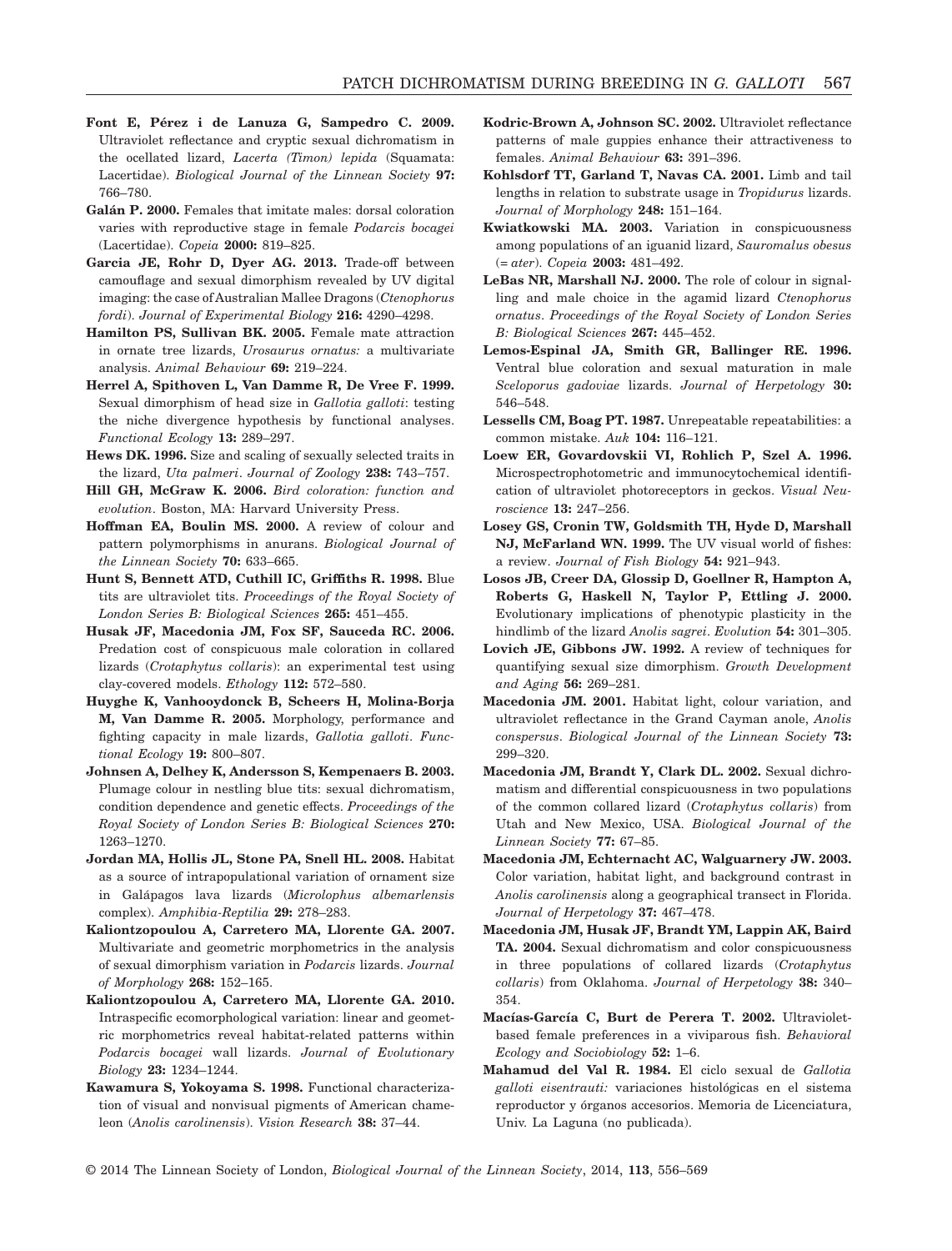**Font E, Pérez i de Lanuza G, Sampedro C. 2009.** Ultraviolet reflectance and cryptic sexual dichromatism in the ocellated lizard, *Lacerta (Timon) lepida* (Squamata: Lacertidae). *Biological Journal of the Linnean Society* **97:** 766–780.

**Galán P. 2000.** Females that imitate males: dorsal coloration varies with reproductive stage in female *Podarcis bocagei* (Lacertidae). *Copeia* **2000:** 819–825.

**Garcia JE, Rohr D, Dyer AG. 2013.** Trade-off between camouflage and sexual dimorphism revealed by UV digital imaging: the case of Australian Mallee Dragons (*Ctenophorus fordi*). *Journal of Experimental Biology* **216:** 4290–4298.

**Hamilton PS, Sullivan BK. 2005.** Female mate attraction in ornate tree lizards, *Urosaurus ornatus:* a multivariate analysis. *Animal Behaviour* **69:** 219–224.

**Herrel A, Spithoven L, Van Damme R, De Vree F. 1999.** Sexual dimorphism of head size in *Gallotia galloti*: testing the niche divergence hypothesis by functional analyses. *Functional Ecology* **13:** 289–297.

**Hews DK. 1996.** Size and scaling of sexually selected traits in the lizard, *Uta palmeri*. *Journal of Zoology* **238:** 743–757.

**Hill GH, McGraw K. 2006.** *Bird coloration: function and evolution*. Boston, MA: Harvard University Press.

**Hoffman EA, Boulin MS. 2000.** A review of colour and pattern polymorphisms in anurans. *Biological Journal of the Linnean Society* **70:** 633–665.

**Hunt S, Bennett ATD, Cuthill IC, Griffiths R. 1998.** Blue tits are ultraviolet tits. *Proceedings of the Royal Society of London Series B: Biological Sciences* **265:** 451–455.

**Husak JF, Macedonia JM, Fox SF, Sauceda RC. 2006.** Predation cost of conspicuous male coloration in collared lizards (*Crotaphytus collaris*): an experimental test using clay-covered models. *Ethology* **112:** 572–580.

**Huyghe K, Vanhooydonck B, Scheers H, Molina-Borja M, Van Damme R. 2005.** Morphology, performance and fighting capacity in male lizards, *Gallotia galloti*. *Functional Ecology* **19:** 800–807.

**Johnsen A, Delhey K, Andersson S, Kempenaers B. 2003.** Plumage colour in nestling blue tits: sexual dichromatism, condition dependence and genetic effects. *Proceedings of the Royal Society of London Series B: Biological Sciences* **270:** 1263–1270.

**Jordan MA, Hollis JL, Stone PA, Snell HL. 2008.** Habitat as a source of intrapopulational variation of ornament size in Galápagos lava lizards (*Microlophus albemarlensis* complex). *Amphibia-Reptilia* **29:** 278–283.

**Kaliontzopoulou A, Carretero MA, Llorente GA. 2007.** Multivariate and geometric morphometrics in the analysis of sexual dimorphism variation in *Podarcis* lizards. *Journal of Morphology* **268:** 152–165.

**Kaliontzopoulou A, Carretero MA, Llorente GA. 2010.** Intraspecific ecomorphological variation: linear and geometric morphometrics reveal habitat-related patterns within *Podarcis bocagei* wall lizards. *Journal of Evolutionary Biology* **23:** 1234–1244.

**Kawamura S, Yokoyama S. 1998.** Functional characterization of visual and nonvisual pigments of American chameleon (*Anolis carolinensis*). *Vision Research* **38:** 37–44.

**Kodric-Brown A, Johnson SC. 2002.** Ultraviolet reflectance patterns of male guppies enhance their attractiveness to females. *Animal Behaviour* **63:** 391–396.

**Kohlsdorf TT, Garland T, Navas CA. 2001.** Limb and tail lengths in relation to substrate usage in *Tropidurus* lizards. *Journal of Morphology* **248:** 151–164.

**Kwiatkowski MA. 2003.** Variation in conspicuousness among populations of an iguanid lizard, *Sauromalus obesus* (= *ater*). *Copeia* **2003:** 481–492.

**LeBas NR, Marshall NJ. 2000.** The role of colour in signalling and male choice in the agamid lizard *Ctenophorus ornatus*. *Proceedings of the Royal Society of London Series B: Biological Sciences* **267:** 445–452.

**Lemos-Espinal JA, Smith GR, Ballinger RE. 1996.** Ventral blue coloration and sexual maturation in male *Sceloporus gadoviae* lizards. *Journal of Herpetology* **30:** 546–548.

**Lessells CM, Boag PT. 1987.** Unrepeatable repeatabilities: a common mistake. *Auk* **104:** 116–121.

**Loew ER, Govardovskii VI, Rohlich P, Szel A. 1996.** Microspectrophotometric and immunocytochemical identification of ultraviolet photoreceptors in geckos. *Visual Neuroscience* **13:** 247–256.

**Losey GS, Cronin TW, Goldsmith TH, Hyde D, Marshall NJ, McFarland WN. 1999.** The UV visual world of fishes: a review. *Journal of Fish Biology* **54:** 921–943.

**Losos JB, Creer DA, Glossip D, Goellner R, Hampton A, Roberts G, Haskell N, Taylor P, Ettling J. 2000.** Evolutionary implications of phenotypic plasticity in the hindlimb of the lizard *Anolis sagrei*. *Evolution* **54:** 301–305.

**Lovich JE, Gibbons JW. 1992.** A review of techniques for quantifying sexual size dimorphism. *Growth Development and Aging* **56:** 269–281.

**Macedonia JM. 2001.** Habitat light, colour variation, and ultraviolet reflectance in the Grand Cayman anole, *Anolis conspersus*. *Biological Journal of the Linnean Society* **73:** 299–320.

**Macedonia JM, Brandt Y, Clark DL. 2002.** Sexual dichromatism and differential conspicuousness in two populations of the common collared lizard (*Crotaphytus collaris*) from Utah and New Mexico, USA. *Biological Journal of the Linnean Society* **77:** 67–85.

**Macedonia JM, Echternacht AC, Walguarnery JW. 2003.** Color variation, habitat light, and background contrast in *Anolis carolinensis* along a geographical transect in Florida. *Journal of Herpetology* **37:** 467–478.

**Macedonia JM, Husak JF, Brandt YM, Lappin AK, Baird TA. 2004.** Sexual dichromatism and color conspicuousness in three populations of collared lizards (*Crotaphytus collaris*) from Oklahoma. *Journal of Herpetology* **38:** 340–354.

**Macías-García C, Burt de Perera T. 2002.** Ultraviolet-based female preferences in a viviparous fish. *Behavioral Ecology and Sociobiology* **52:** 1–6.

**Mahamud del Val R. 1984.** El ciclo sexual de *Gallotia galloti eisentrauti:* variaciones histológicas en el sistema reproductor y órganos accesorios. Memoria de Licenciatura, Univ. La Laguna (no publicada).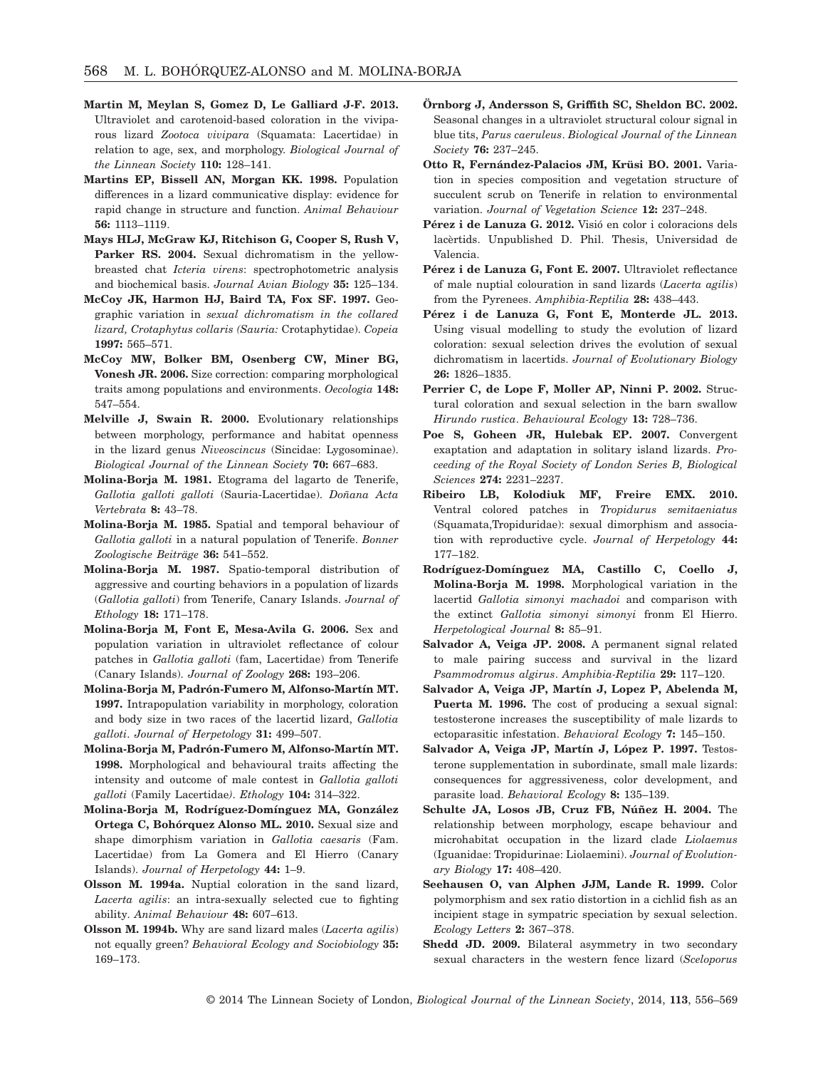**Martin M, Meylan S, Gomez D, Le Galliard J-F. 2013.** Ultraviolet and carotenoid-based coloration in the viviparous lizard *Zootoca vivipara* (Squamata: Lacertidae) in relation to age, sex, and morphology. *Biological Journal of the Linnean Society* **110:** 128–141.

**Martins EP, Bissell AN, Morgan KK. 1998.** Population differences in a lizard communicative display: evidence for rapid change in structure and function. *Animal Behaviour* **56:** 1113–1119.

**Mays HLJ, McGraw KJ, Ritchison G, Cooper S, Rush V, Parker RS. 2004.** Sexual dichromatism in the yellow-breasted chat *Icteria virens*: spectrophotometric analysis and biochemical basis. *Journal Avian Biology* **35:** 125–134.

**McCoy JK, Harmon HJ, Baird TA, Fox SF. 1997.** Geographic variation in *sexual dichromatism in the collared lizard, Crotaphytus collaris (Sauria:* Crotaphytidae). *Copeia* **1997:** 565–571.

**McCoy MW, Bolker BM, Osenberg CW, Miner BG, Vonesh JR. 2006.** Size correction: comparing morphological traits among populations and environments. *Oecologia* **148:** 547–554.

**Melville J, Swain R. 2000.** Evolutionary relationships between morphology, performance and habitat openness in the lizard genus *Niveoscincus* (Sincidae: Lygosominae). *Biological Journal of the Linnean Society* **70:** 667–683.

**Molina-Borja M. 1981.** Etograma del lagarto de Tenerife, *Gallotia galloti galloti* (Sauria-Lacertidae). *Doñana Acta Vertebrata* **8:** 43–78.

**Molina-Borja M. 1985.** Spatial and temporal behaviour of *Gallotia galloti* in a natural population of Tenerife. *Bonner Zoologische Beiträge* **36:** 541–552.

**Molina-Borja M. 1987.** Spatio-temporal distribution of aggressive and courting behaviors in a population of lizards (*Gallotia galloti*) from Tenerife, Canary Islands. *Journal of Ethology* **18:** 171–178.

**Molina-Borja M, Font E, Mesa-Avila G. 2006.** Sex and population variation in ultraviolet reflectance of colour patches in *Gallotia galloti* (fam, Lacertidae) from Tenerife (Canary Islands). *Journal of Zoology* **268:** 193–206.

**Molina-Borja M, Padrón-Fumero M, Alfonso-Martín MT. 1997.** Intrapopulation variability in morphology, coloration and body size in two races of the lacertid lizard, *Gallotia galloti*. *Journal of Herpetology* **31:** 499–507.

**Molina-Borja M, Padrón-Fumero M, Alfonso-Martín MT. 1998.** Morphological and behavioural traits affecting the intensity and outcome of male contest in *Gallotia galloti galloti* (Family Lacertidae). *Ethology* **104:** 314–322.

**Molina-Borja M, Rodríguez-Domínguez MA, González Ortega C, Bohórquez Alonso ML. 2010.** Sexual size and shape dimorphism variation in *Gallotia caesaris* (Fam. Lacertidae) from La Gomera and El Hierro (Canary Islands). *Journal of Herpetology* **44:** 1–9.

**Olsson M. 1994a.** Nuptial coloration in the sand lizard, *Lacerta agilis*: an intra-sexually selected cue to fighting ability. *Animal Behaviour* **48:** 607–613.

**Olsson M. 1994b.** Why are sand lizard males (*Lacerta agilis*) not equally green? *Behavioral Ecology and Sociobiology* **35:** 169–173.

**Örnborg J, Andersson S, Griffith SC, Sheldon BC. 2002.** Seasonal changes in a ultraviolet structural colour signal in blue tits, *Parus caeruleus*. *Biological Journal of the Linnean Society* **76:** 237–245.

**Otto R, Fernández-Palacios JM, Krüsi BO. 2001.** Variation in species composition and vegetation structure of succulent scrub on Tenerife in relation to environmental variation. *Journal of Vegetation Science* **12:** 237–248.

**Pérez i de Lanuza G. 2012.** Visió en color i coloracions dels lacèrtids. Unpublished D. Phil. Thesis, Universidad de Valencia.

**Pérez i de Lanuza G, Font E. 2007.** Ultraviolet reflectance of male nuptial colouration in sand lizards (*Lacerta agilis*) from the Pyrenees. *Amphibia-Reptilia* **28:** 438–443.

**Pérez i de Lanuza G, Font E, Monterde JL. 2013.** Using visual modelling to study the evolution of lizard coloration: sexual selection drives the evolution of sexual dichromatism in lacertids. *Journal of Evolutionary Biology* **26:** 1826–1835.

**Perrier C, de Lope F, Moller AP, Ninni P. 2002.** Structural coloration and sexual selection in the barn swallow *Hirundo rustica*. *Behavioural Ecology* **13:** 728–736.

**Poe S, Goheen JR, Hulebak EP. 2007.** Convergent exaptation and adaptation in solitary island lizards. *Proceeding of the Royal Society of London Series B, Biological Sciences* **274:** 2231–2237.

**Ribeiro LB, Kolodiuk MF, Freire EMX. 2010.** Ventral colored patches in *Tropidurus semitaeniatus* (Squamata,Tropiduridae): sexual dimorphism and association with reproductive cycle. *Journal of Herpetology* **44:** 177–182.

**Rodríguez-Domínguez MA, Castillo C, Coello J, Molina-Borja M. 1998.** Morphological variation in the lacertid *Gallotia simonyi machadoi* and comparison with the extinct *Gallotia simonyi simonyi* fronm El Hierro. *Herpetological Journal* **8:** 85–91.

**Salvador A, Veiga JP. 2008.** A permanent signal related to male pairing success and survival in the lizard *Psammodromus algirus*. *Amphibia-Reptilia* **29:** 117–120.

**Salvador A, Veiga JP, Martín J, Lopez P, Abelenda M, Puerta M. 1996.** The cost of producing a sexual signal: testosterone increases the susceptibility of male lizards to ectoparasitic infestation. *Behavioral Ecology* **7:** 145–150.

**Salvador A, Veiga JP, Martín J, López P. 1997.** Testosterone supplementation in subordinate, small male lizards: consequences for aggressiveness, color development, and parasite load. *Behavioral Ecology* **8:** 135–139.

**Schulte JA, Losos JB, Cruz FB, Núñez H. 2004.** The relationship between morphology, escape behaviour and microhabitat occupation in the lizard clade *Liolaemus* (Iguanidae: Tropidurinae: Liolaemini). *Journal of Evolutionary Biology* **17:** 408–420.

**Seehausen O, van Alphen JJM, Lande R. 1999.** Color polymorphism and sex ratio distortion in a cichlid fish as an incipient stage in sympatric speciation by sexual selection. *Ecology Letters* **2:** 367–378.

**Shedd JD. 2009.** Bilateral asymmetry in two secondary sexual characters in the western fence lizard (*Sceloporus*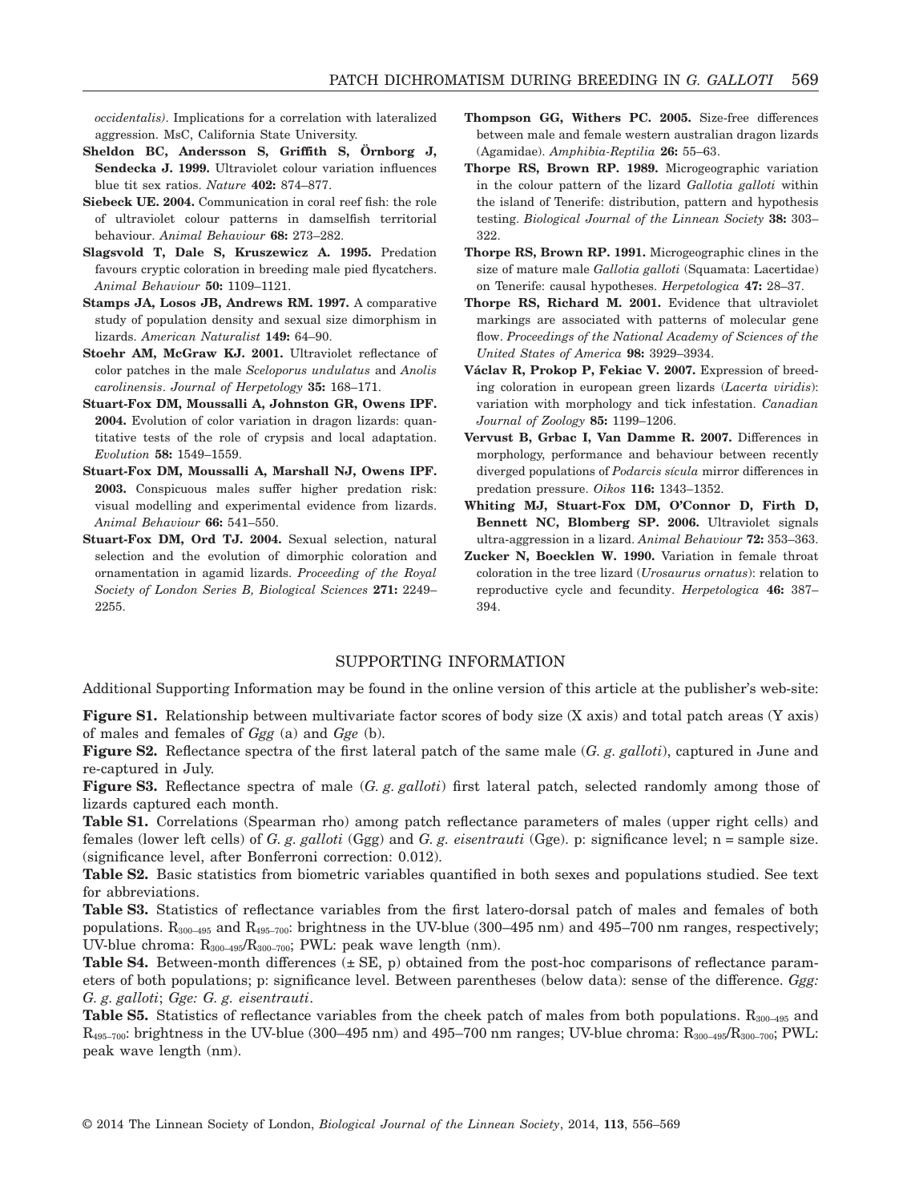*occidentalis)*. Implications for a correlation with lateralized aggression. MsC, California State University.

**Sheldon BC, Andersson S, Griffith S, Örnborg J, Sendecka J. 1999.** Ultraviolet colour variation influences blue tit sex ratios. *Nature* **402:** 874–877.

**Siebeck UE. 2004.** Communication in coral reef fish: the role of ultraviolet colour patterns in damselfish territorial behaviour. *Animal Behaviour* **68:** 273–282.

**Slagsvold T, Dale S, Kruszewicz A. 1995.** Predation favours cryptic coloration in breeding male pied flycatchers. *Animal Behaviour* **50:** 1109–1121.

**Stamps JA, Losos JB, Andrews RM. 1997.** A comparative study of population density and sexual size dimorphism in lizards. *American Naturalist* **149:** 64–90.

**Stoehr AM, McGraw KJ. 2001.** Ultraviolet reflectance of color patches in the male *Sceloporus undulatus* and *Anolis carolinensis*. *Journal of Herpetology* **35:** 168–171.

**Stuart-Fox DM, Moussalli A, Johnston GR, Owens IPF. 2004.** Evolution of color variation in dragon lizards: quantitative tests of the role of crypsis and local adaptation. *Evolution* **58:** 1549–1559.

**Stuart-Fox DM, Moussalli A, Marshall NJ, Owens IPF. 2003.** Conspicuous males suffer higher predation risk: visual modelling and experimental evidence from lizards. *Animal Behaviour* **66:** 541–550.

**Stuart-Fox DM, Ord TJ. 2004.** Sexual selection, natural selection and the evolution of dimorphic coloration and ornamentation in agamid lizards. *Proceeding of the Royal Society of London Series B, Biological Sciences* **271:** 2249–2255.

**Thompson GG, Withers PC. 2005.** Size-free differences between male and female western australian dragon lizards (Agamidae). *Amphibia-Reptilia* **26:** 55–63.

**Thorpe RS, Brown RP. 1989.** Microgeographic variation in the colour pattern of the lizard *Gallotia galloti* within the island of Tenerife: distribution, pattern and hypothesis testing. *Biological Journal of the Linnean Society* **38:** 303–322.

**Thorpe RS, Brown RP. 1991.** Microgeographic clines in the size of mature male *Gallotia galloti* (Squamata: Lacertidae) on Tenerife: causal hypotheses. *Herpetologica* **47:** 28–37.

**Thorpe RS, Richard M. 2001.** Evidence that ultraviolet markings are associated with patterns of molecular gene flow. *Proceedings of the National Academy of Sciences of the United States of America* **98:** 3929–3934.

**Václav R, Prokop P, Fekiac V. 2007.** Expression of breeding coloration in european green lizards (*Lacerta viridis*): variation with morphology and tick infestation. *Canadian Journal of Zoology* **85:** 1199–1206.

**Vervust B, Grbac I, Van Damme R. 2007.** Differences in morphology, performance and behaviour between recently diverged populations of *Podarcis sícula* mirror differences in predation pressure. *Oikos* **116:** 1343–1352.

**Whiting MJ, Stuart-Fox DM, O'Connor D, Firth D, Bennett NC, Blomberg SP. 2006.** Ultraviolet signals ultra-aggression in a lizard. *Animal Behaviour* **72:** 353–363.

**Zucker N, Boecklen W. 1990.** Variation in female throat coloration in the tree lizard (*Urosaurus ornatus*): relation to reproductive cycle and fecundity. *Herpetologica* **46:** 387–394.

## SUPPORTING INFORMATION

Additional Supporting Information may be found in the online version of this article at the publisher's web-site:

**Figure S1.** Relationship between multivariate factor scores of body size (X axis) and total patch areas (Y axis) of males and females of *Ggg* (a) and *Gge* (b).

**Figure S2.** Reflectance spectra of the first lateral patch of the same male (*G. g. galloti*), captured in June and re-captured in July.

**Figure S3.** Reflectance spectra of male (*G. g. galloti*) first lateral patch, selected randomly among those of lizards captured each month.

**Table S1.** Correlations (Spearman rho) among patch reflectance parameters of males (upper right cells) and females (lower left cells) of *G. g. galloti* (Ggg) and *G. g. eisentrauti* (Gge). p: significance level; n = sample size. (significance level, after Bonferroni correction: 0.012).

**Table S2.** Basic statistics from biometric variables quantified in both sexes and populations studied. See text for abbreviations.

**Table S3.** Statistics of reflectance variables from the first latero-dorsal patch of males and females of both populations. $R_{300-495}$ and $R_{495-700}$: brightness in the UV-blue (300–495 nm) and 495–700 nm ranges, respectively; UV-blue chroma: $R_{300-495}/R_{300-700}$; PWL: peak wave length (nm).

**Table S4.** Between-month differences (± SE, p) obtained from the post-hoc comparisons of reflectance parameters of both populations; p: significance level. Between parentheses (below data): sense of the difference. *Ggg: G. g. galloti*; *Gge: G. g. eisentrauti*.

**Table S5.** Statistics of reflectance variables from the cheek patch of males from both populations. $R_{300-495}$ and $R_{495-700}$: brightness in the UV-blue (300–495 nm) and 495–700 nm ranges; UV-blue chroma: $R_{300-495}/R_{300-700}$; PWL: peak wave length (nm).